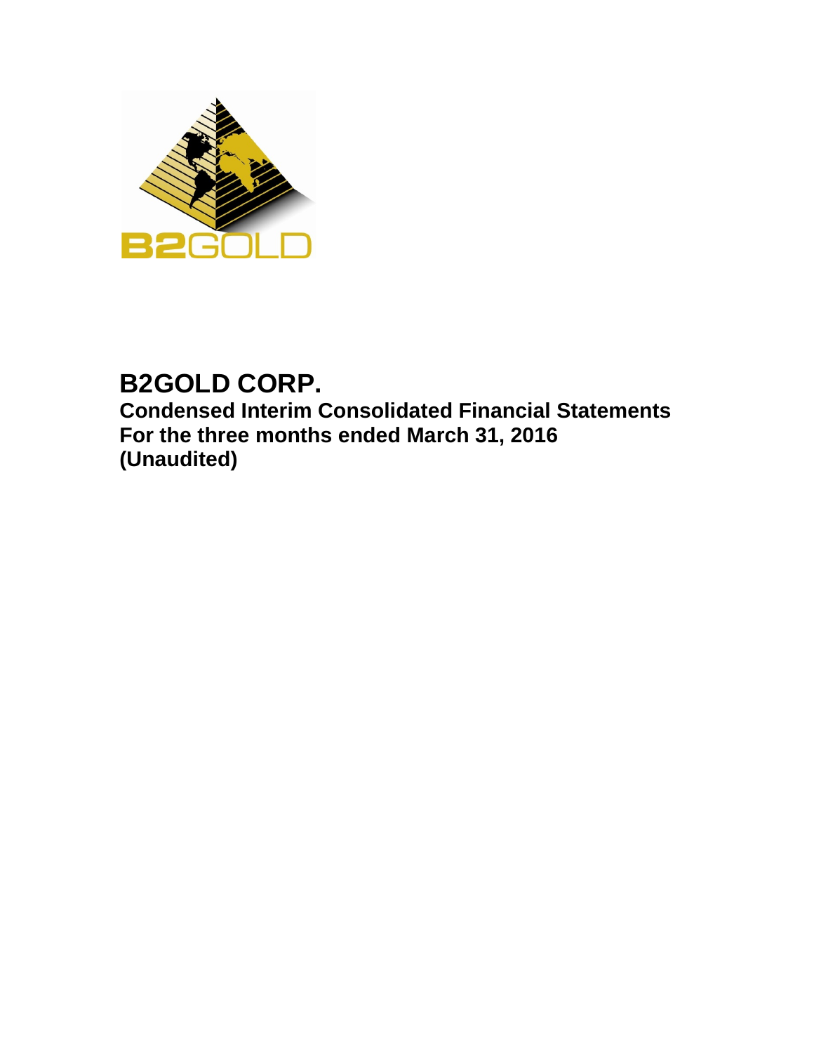# B2GOLD CORP.

**Condensed Interim Consolidated Financial Statements**
**For the three months ended March 31, 2016**
**(Unaudited)**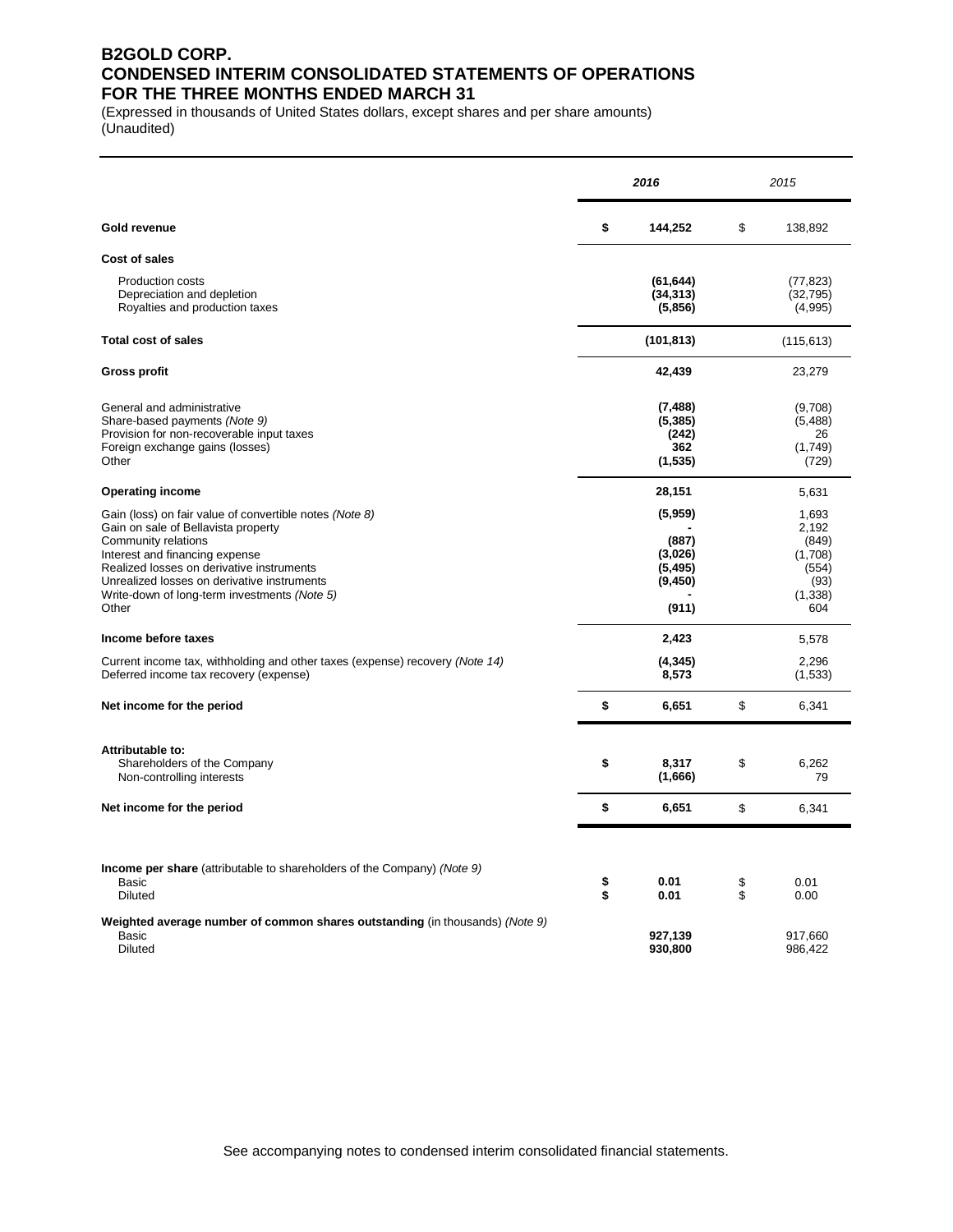# B2GOLD CORP.
# CONDENSED INTERIM CONSOLIDATED STATEMENTS OF OPERATIONS
# FOR THE THREE MONTHS ENDED MARCH 31

(Expressed in thousands of United States dollars, except shares and per share amounts)
(Unaudited)

| | **2016** | 2015 |
|---|---|---|
| **Gold revenue** | **$ 144,252** | $ 138,892 |
| **Cost of sales** | | |
| Production costs | **(61,644)** | (77,823) |
| Depreciation and depletion | **(34,313)** | (32,795) |
| Royalties and production taxes | **(5,856)** | (4,995) |
| **Total cost of sales** | **(101,813)** | (115,613) |
| **Gross profit** | **42,439** | 23,279 |
| General and administrative | **(7,488)** | (9,708) |
| Share-based payments *(Note 9)* | **(5,385)** | (5,488) |
| Provision for non-recoverable input taxes | **(242)** | 26 |
| Foreign exchange gains (losses) | **362** | (1,749) |
| Other | **(1,535)** | (729) |
| **Operating income** | **28,151** | 5,631 |
| Gain (loss) on fair value of convertible notes *(Note 8)* | **(5,959)** | 1,693 |
| Gain on sale of Bellavista property | **-** | 2,192 |
| Community relations | **(887)** | (849) |
| Interest and financing expense | **(3,026)** | (1,708) |
| Realized losses on derivative instruments | **(5,495)** | (554) |
| Unrealized losses on derivative instruments | **(9,450)** | (93) |
| Write-down of long-term investments *(Note 5)* | **-** | (1,338) |
| Other | **(911)** | 604 |
| **Income before taxes** | **2,423** | 5,578 |
| Current income tax, withholding and other taxes (expense) recovery *(Note 14)* | **(4,345)** | 2,296 |
| Deferred income tax recovery (expense) | **8,573** | (1,533) |
| **Net income for the period** | **$ 6,651** | $ 6,341 |
| **Attributable to:** | | |
| Shareholders of the Company | **$ 8,317** | $ 6,262 |
| Non-controlling interests | **(1,666)** | 79 |
| **Net income for the period** | **$ 6,651** | $ 6,341 |
| **Income per share** (attributable to shareholders of the Company) *(Note 9)* | | |
| Basic | **$ 0.01** | $ 0.01 |
| Diluted | **$ 0.01** | $ 0.00 |
| **Weighted average number of common shares outstanding** (in thousands) *(Note 9)* | | |
| Basic | **927,139** | 917,660 |
| Diluted | **930,800** | 986,422 |

See accompanying notes to condensed interim consolidated financial statements.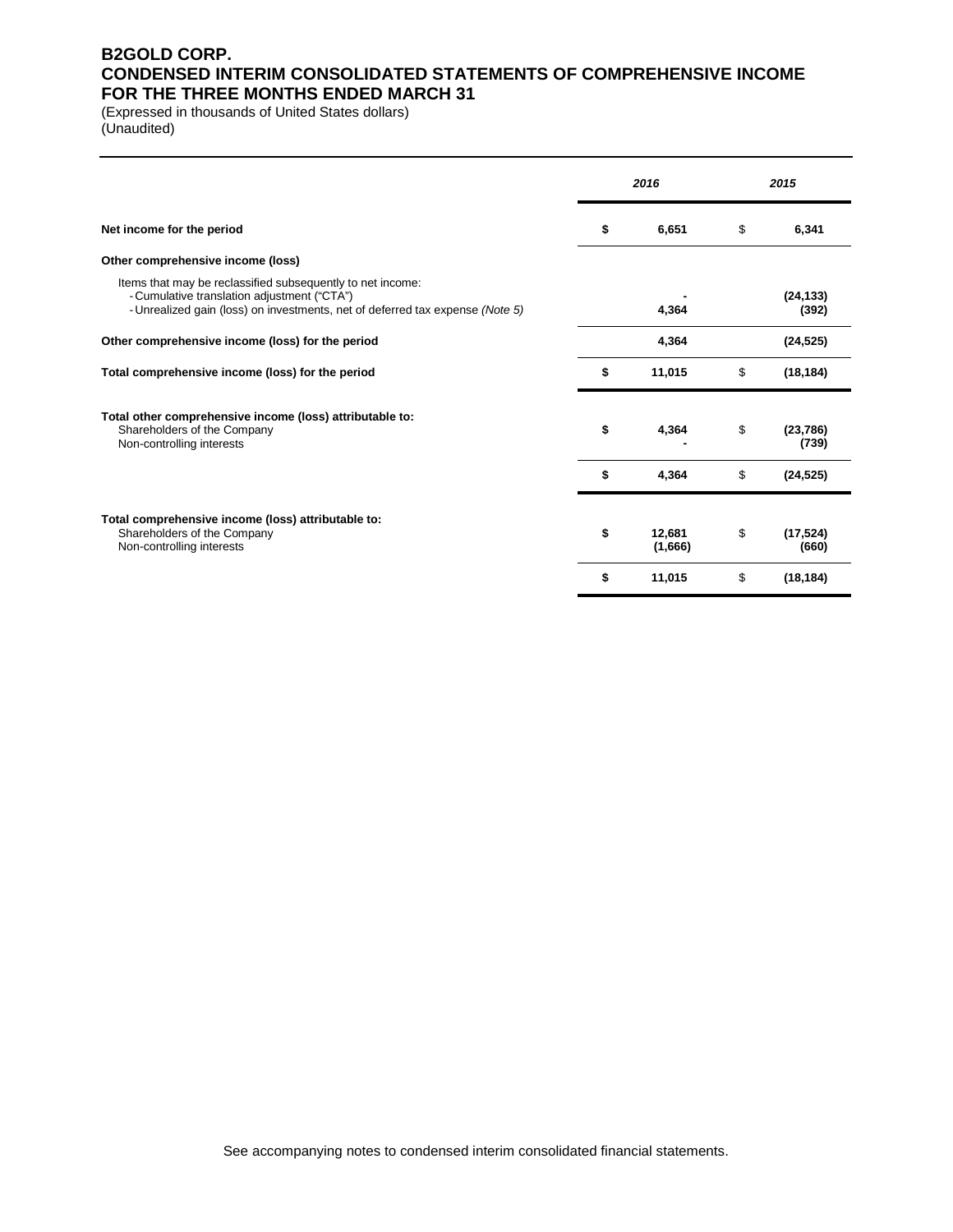# B2GOLD CORP.
# CONDENSED INTERIM CONSOLIDATED STATEMENTS OF COMPREHENSIVE INCOME
# FOR THE THREE MONTHS ENDED MARCH 31

(Expressed in thousands of United States dollars)
(Unaudited)

| | 2016 | 2015 |
|---|---|---|
| **Net income for the period** | $ 6,651 | $ 6,341 |
| **Other comprehensive income (loss)** | | |
| Items that may be reclassified subsequently to net income: | | |
| - Cumulative translation adjustment ("CTA") | - | (24,133) |
| - Unrealized gain (loss) on investments, net of deferred tax expense *(Note 5)* | 4,364 | (392) |
| **Other comprehensive income (loss) for the period** | 4,364 | (24,525) |
| **Total comprehensive income (loss) for the period** | $ 11,015 | $ (18,184) |
| **Total other comprehensive income (loss) attributable to:** | | |
| Shareholders of the Company | $ 4,364 | $ (23,786) |
| Non-controlling interests | - | (739) |
| | $ 4,364 | $ (24,525) |
| **Total comprehensive income (loss) attributable to:** | | |
| Shareholders of the Company | $ 12,681 | $ (17,524) |
| Non-controlling interests | (1,666) | (660) |
| | $ 11,015 | $ (18,184) |

See accompanying notes to condensed interim consolidated financial statements.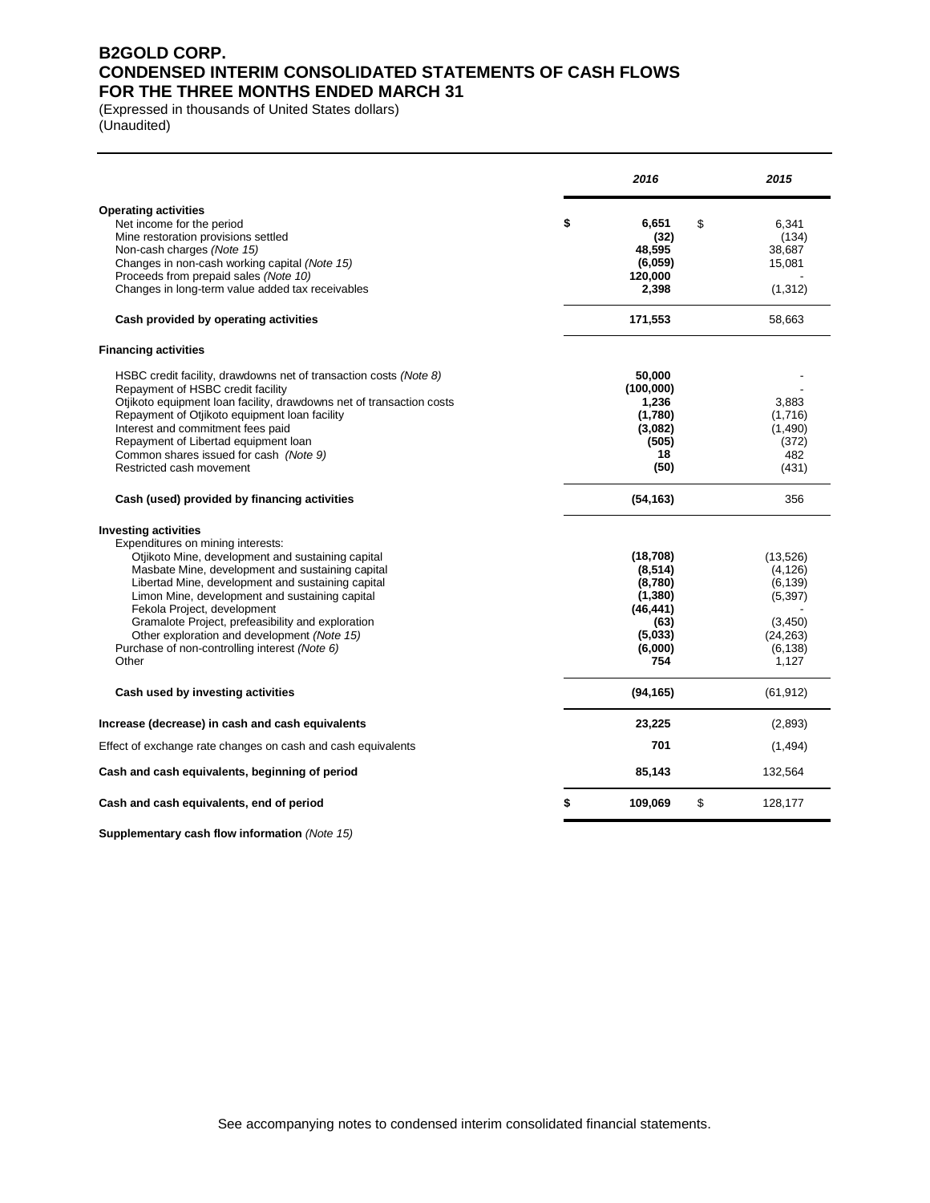# B2GOLD CORP.
# CONDENSED INTERIM CONSOLIDATED STATEMENTS OF CASH FLOWS
# FOR THE THREE MONTHS ENDED MARCH 31

(Expressed in thousands of United States dollars)
(Unaudited)

| | *2016* | *2015* |
|---|---|---|
| **Operating activities** | | |
| Net income for the period | **$ 6,651** | $ 6,341 |
| Mine restoration provisions settled | **(32)** | (134) |
| Non-cash charges *(Note 15)* | **48,595** | 38,687 |
| Changes in non-cash working capital *(Note 15)* | **(6,059)** | 15,081 |
| Proceeds from prepaid sales *(Note 10)* | **120,000** | - |
| Changes in long-term value added tax receivables | **2,398** | (1,312) |
| **Cash provided by operating activities** | **171,553** | 58,663 |
| **Financing activities** | | |
| HSBC credit facility, drawdowns net of transaction costs *(Note 8)* | **50,000** | - |
| Repayment of HSBC credit facility | **(100,000)** | - |
| Otjikoto equipment loan facility, drawdowns net of transaction costs | **1,236** | 3,883 |
| Repayment of Otjikoto equipment loan facility | **(1,780)** | (1,716) |
| Interest and commitment fees paid | **(3,082)** | (1,490) |
| Repayment of Libertad equipment loan | **(505)** | (372) |
| Common shares issued for cash *(Note 9)* | **18** | 482 |
| Restricted cash movement | **(50)** | (431) |
| **Cash (used) provided by financing activities** | **(54,163)** | 356 |
| **Investing activities** | | |
| Expenditures on mining interests: | | |
| Otjikoto Mine, development and sustaining capital | **(18,708)** | (13,526) |
| Masbate Mine, development and sustaining capital | **(8,514)** | (4,126) |
| Libertad Mine, development and sustaining capital | **(8,780)** | (6,139) |
| Limon Mine, development and sustaining capital | **(1,380)** | (5,397) |
| Fekola Project, development | **(46,441)** | - |
| Gramalote Project, prefeasibility and exploration | **(63)** | (3,450) |
| Other exploration and development *(Note 15)* | **(5,033)** | (24,263) |
| Purchase of non-controlling interest *(Note 6)* | **(6,000)** | (6,138) |
| Other | **754** | 1,127 |
| **Cash used by investing activities** | **(94,165)** | (61,912) |
| **Increase (decrease) in cash and cash equivalents** | **23,225** | (2,893) |
| Effect of exchange rate changes on cash and cash equivalents | **701** | (1,494) |
| **Cash and cash equivalents, beginning of period** | **85,143** | 132,564 |
| **Cash and cash equivalents, end of period** | **$ 109,069** | $ 128,177 |

**Supplementary cash flow information** *(Note 15)*

See accompanying notes to condensed interim consolidated financial statements.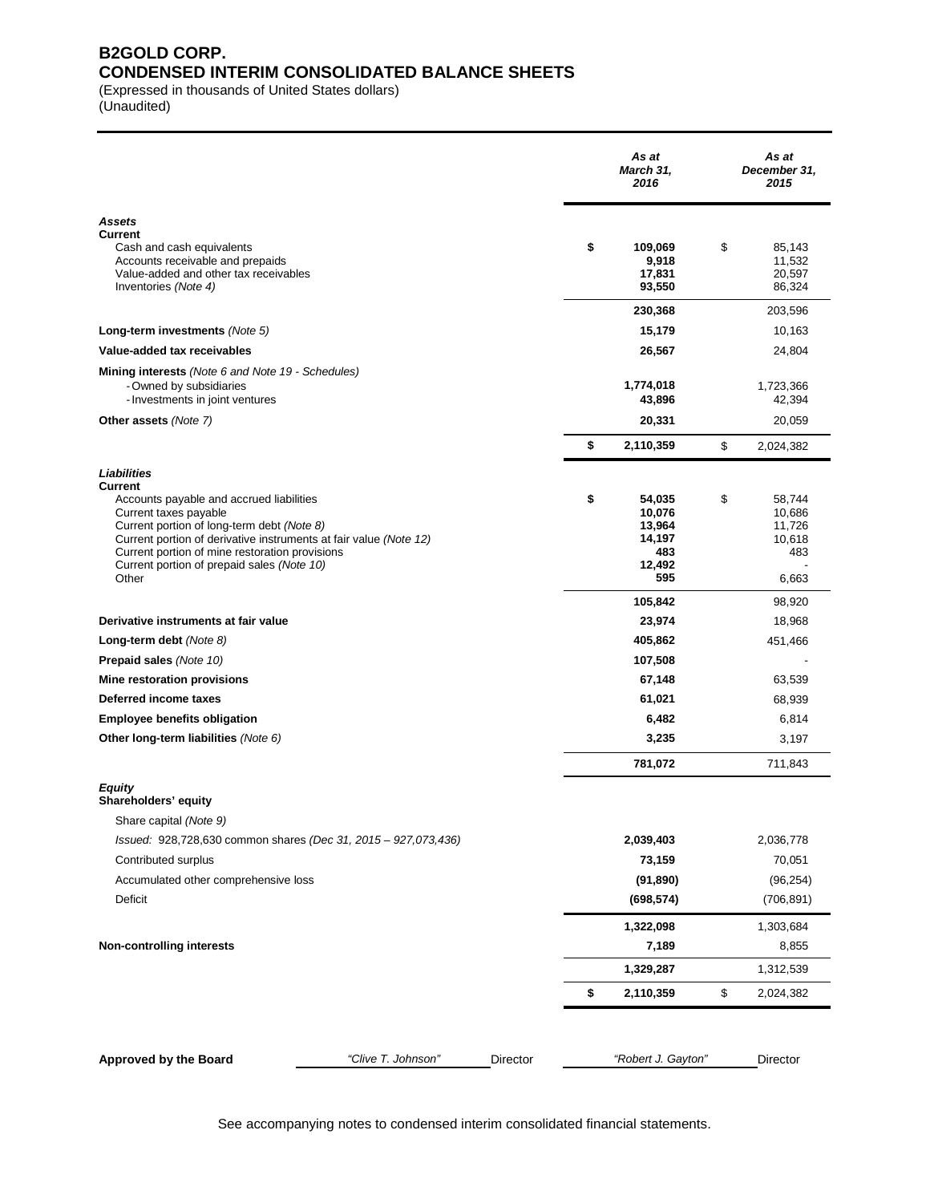# B2GOLD CORP.
## CONDENSED INTERIM CONSOLIDATED BALANCE SHEETS

(Expressed in thousands of United States dollars)
(Unaudited)

| | *As at March 31, 2016* | *As at December 31, 2015* |
|---|---|---|
| ***Assets*** | | |
| **Current** | | |
| Cash and cash equivalents | **$ 109,069** | $ 85,143 |
| Accounts receivable and prepaids | **9,918** | 11,532 |
| Value-added and other tax receivables | **17,831** | 20,597 |
| Inventories *(Note 4)* | **93,550** | 86,324 |
| | **230,368** | 203,596 |
| **Long-term investments** *(Note 5)* | **15,179** | 10,163 |
| **Value-added tax receivables** | **26,567** | 24,804 |
| **Mining interests** *(Note 6 and Note 19 - Schedules)* | | |
| - Owned by subsidiaries | **1,774,018** | 1,723,366 |
| - Investments in joint ventures | **43,896** | 42,394 |
| **Other assets** *(Note 7)* | **20,331** | 20,059 |
| | **$ 2,110,359** | $ 2,024,382 |
| ***Liabilities*** | | |
| **Current** | | |
| Accounts payable and accrued liabilities | **$ 54,035** | $ 58,744 |
| Current taxes payable | **10,076** | 10,686 |
| Current portion of long-term debt *(Note 8)* | **13,964** | 11,726 |
| Current portion of derivative instruments at fair value *(Note 12)* | **14,197** | 10,618 |
| Current portion of mine restoration provisions | **483** | 483 |
| Current portion of prepaid sales *(Note 10)* | **12,492** | - |
| Other | **595** | 6,663 |
| | **105,842** | 98,920 |
| **Derivative instruments at fair value** | **23,974** | 18,968 |
| **Long-term debt** *(Note 8)* | **405,862** | 451,466 |
| **Prepaid sales** *(Note 10)* | **107,508** | - |
| **Mine restoration provisions** | **67,148** | 63,539 |
| **Deferred income taxes** | **61,021** | 68,939 |
| **Employee benefits obligation** | **6,482** | 6,814 |
| **Other long-term liabilities** *(Note 6)* | **3,235** | 3,197 |
| | **781,072** | 711,843 |
| ***Equity*** | | |
| **Shareholders' equity** | | |
| Share capital *(Note 9)* | | |
| *Issued: 928,728,630 common shares (Dec 31, 2015 – 927,073,436)* | **2,039,403** | 2,036,778 |
| Contributed surplus | **73,159** | 70,051 |
| Accumulated other comprehensive loss | **(91,890)** | (96,254) |
| Deficit | **(698,574)** | (706,891) |
| | **1,322,098** | 1,303,684 |
| **Non-controlling interests** | **7,189** | 8,855 |
| | **1,329,287** | 1,312,539 |
| | **$ 2,110,359** | $ 2,024,382 |

**Approved by the Board** *"Clive T. Johnson"* Director *"Robert J. Gayton"* Director

See accompanying notes to condensed interim consolidated financial statements.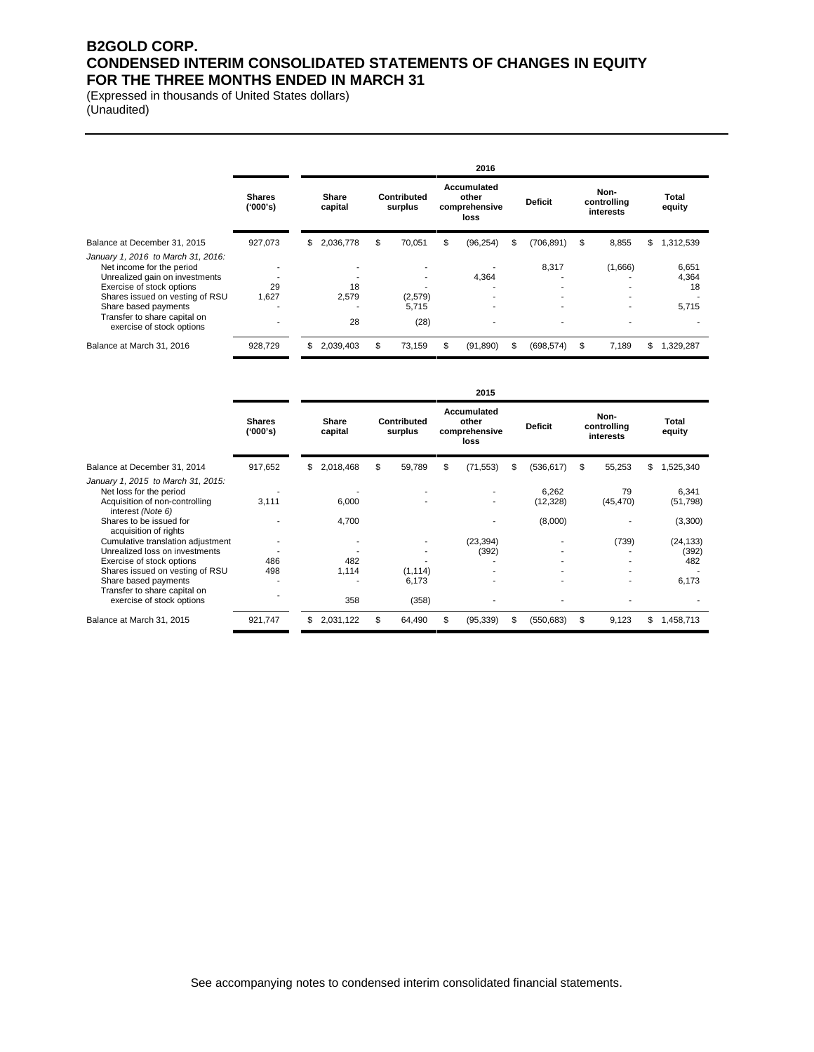# B2GOLD CORP.
# CONDENSED INTERIM CONSOLIDATED STATEMENTS OF CHANGES IN EQUITY
# FOR THE THREE MONTHS ENDED IN MARCH 31

(Expressed in thousands of United States dollars)
(Unaudited)

| | | | | 2016 | | | |
|---|---|---|---|---|---|---|---|
| | Shares ('000's) | Share capital | Contributed surplus | Accumulated other comprehensive loss | Deficit | Non-controlling interests | Total equity |
| Balance at December 31, 2015 | 927,073 | $ 2,036,778 | $ 70,051 | $ (96,254) | $ (706,891) | $ 8,855 | $ 1,312,539 |
| *January 1, 2016 to March 31, 2016:* | | | | | | | |
| Net income for the period | - | - | - | - | 8,317 | (1,666) | 6,651 |
| Unrealized gain on investments | - | - | - | 4,364 | - | - | 4,364 |
| Exercise of stock options | 29 | 18 | - | - | - | - | 18 |
| Shares issued on vesting of RSU | 1,627 | 2,579 | (2,579) | - | - | - | - |
| Share based payments | - | - | 5,715 | - | - | - | 5,715 |
| Transfer to share capital on exercise of stock options | - | 28 | (28) | - | - | - | - |
| Balance at March 31, 2016 | 928,729 | $ 2,039,403 | $ 73,159 | $ (91,890) | $ (698,574) | $ 7,189 | $ 1,329,287 |

| | | | | 2015 | | | |
|---|---|---|---|---|---|---|---|
| | Shares ('000's) | Share capital | Contributed surplus | Accumulated other comprehensive loss | Deficit | Non-controlling interests | Total equity |
| Balance at December 31, 2014 | 917,652 | $ 2,018,468 | $ 59,789 | $ (71,553) | $ (536,617) | $ 55,253 | $ 1,525,340 |
| *January 1, 2015 to March 31, 2015:* | | | | | | | |
| Net loss for the period | - | - | - | - | 6,262 | 79 | 6,341 |
| Acquisition of non-controlling interest *(Note 6)* | 3,111 | 6,000 | - | - | (12,328) | (45,470) | (51,798) |
| Shares to be issued for acquisition of rights | - | 4,700 | | - | (8,000) | - | (3,300) |
| Cumulative translation adjustment | - | - | - | (23,394) | - | (739) | (24,133) |
| Unrealized loss on investments | - | - | - | (392) | - | - | (392) |
| Exercise of stock options | 486 | 482 | - | - | - | - | 482 |
| Shares issued on vesting of RSU | 498 | 1,114 | (1,114) | - | - | - | - |
| Share based payments | - | - | 6,173 | - | - | - | 6,173 |
| Transfer to share capital on exercise of stock options | - | 358 | (358) | - | - | - | - |
| Balance at March 31, 2015 | 921,747 | $ 2,031,122 | $ 64,490 | $ (95,339) | $ (550,683) | $ 9,123 | $ 1,458,713 |

See accompanying notes to condensed interim consolidated financial statements.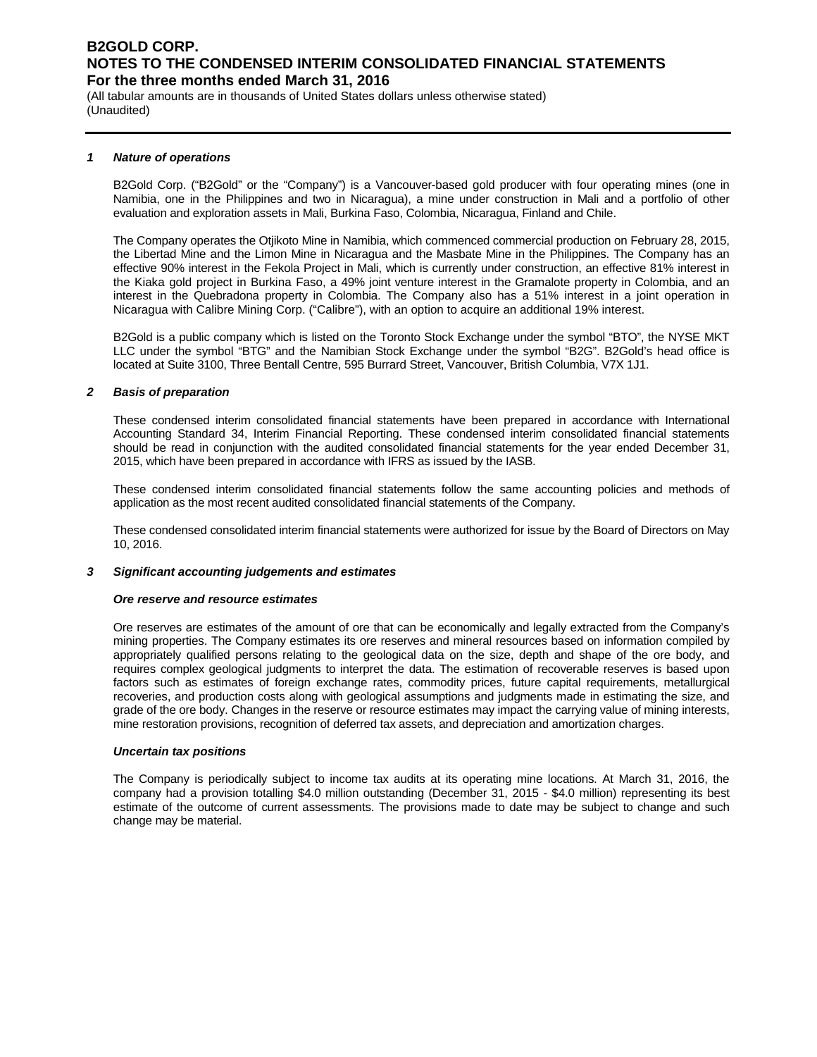### 1 Nature of operations

B2Gold Corp. ("B2Gold" or the "Company") is a Vancouver-based gold producer with four operating mines (one in Namibia, one in the Philippines and two in Nicaragua), a mine under construction in Mali and a portfolio of other evaluation and exploration assets in Mali, Burkina Faso, Colombia, Nicaragua, Finland and Chile.

The Company operates the Otjikoto Mine in Namibia, which commenced commercial production on February 28, 2015, the Libertad Mine and the Limon Mine in Nicaragua and the Masbate Mine in the Philippines. The Company has an effective 90% interest in the Fekola Project in Mali, which is currently under construction, an effective 81% interest in the Kiaka gold project in Burkina Faso, a 49% joint venture interest in the Gramalote property in Colombia, and an interest in the Quebradona property in Colombia. The Company also has a 51% interest in a joint operation in Nicaragua with Calibre Mining Corp. ("Calibre"), with an option to acquire an additional 19% interest.

B2Gold is a public company which is listed on the Toronto Stock Exchange under the symbol "BTO", the NYSE MKT LLC under the symbol "BTG" and the Namibian Stock Exchange under the symbol "B2G". B2Gold's head office is located at Suite 3100, Three Bentall Centre, 595 Burrard Street, Vancouver, British Columbia, V7X 1J1.

### 2 Basis of preparation

These condensed interim consolidated financial statements have been prepared in accordance with International Accounting Standard 34, Interim Financial Reporting. These condensed interim consolidated financial statements should be read in conjunction with the audited consolidated financial statements for the year ended December 31, 2015, which have been prepared in accordance with IFRS as issued by the IASB.

These condensed interim consolidated financial statements follow the same accounting policies and methods of application as the most recent audited consolidated financial statements of the Company.

These condensed consolidated interim financial statements were authorized for issue by the Board of Directors on May 10, 2016.

### 3 Significant accounting judgements and estimates

#### Ore reserve and resource estimates

Ore reserves are estimates of the amount of ore that can be economically and legally extracted from the Company's mining properties. The Company estimates its ore reserves and mineral resources based on information compiled by appropriately qualified persons relating to the geological data on the size, depth and shape of the ore body, and requires complex geological judgments to interpret the data. The estimation of recoverable reserves is based upon factors such as estimates of foreign exchange rates, commodity prices, future capital requirements, metallurgical recoveries, and production costs along with geological assumptions and judgments made in estimating the size, and grade of the ore body. Changes in the reserve or resource estimates may impact the carrying value of mining interests, mine restoration provisions, recognition of deferred tax assets, and depreciation and amortization charges.

#### Uncertain tax positions

The Company is periodically subject to income tax audits at its operating mine locations. At March 31, 2016, the company had a provision totalling $4.0 million outstanding (December 31, 2015 - $4.0 million) representing its best estimate of the outcome of current assessments. The provisions made to date may be subject to change and such change may be material.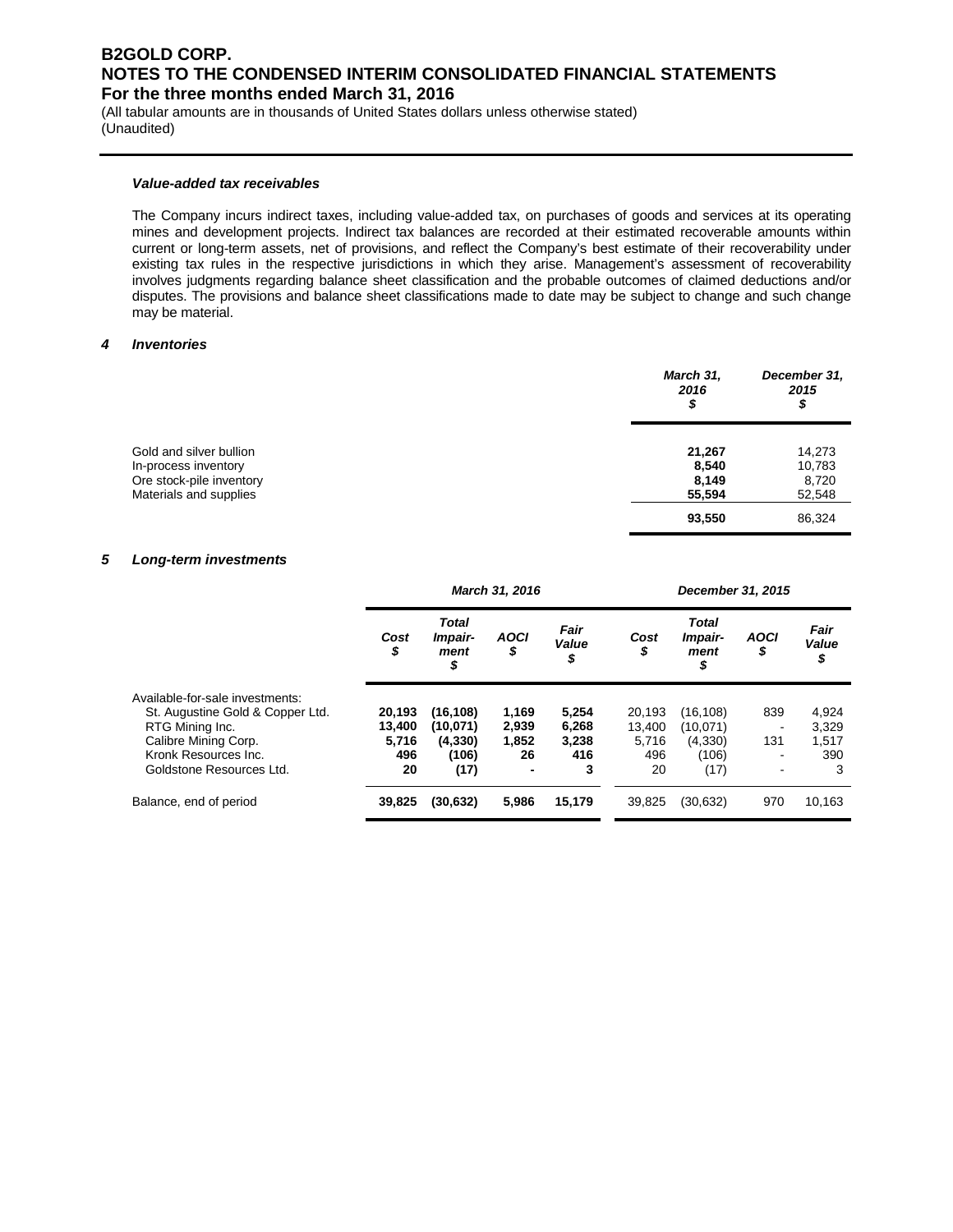#### *Value-added tax receivables*

The Company incurs indirect taxes, including value-added tax, on purchases of goods and services at its operating mines and development projects. Indirect tax balances are recorded at their estimated recoverable amounts within current or long-term assets, net of provisions, and reflect the Company's best estimate of their recoverability under existing tax rules in the respective jurisdictions in which they arise. Management's assessment of recoverability involves judgments regarding balance sheet classification and the probable outcomes of claimed deductions and/or disputes. The provisions and balance sheet classifications made to date may be subject to change and such change may be material.

### *4 Inventories*

| | ***March 31, 2016 $*** | ***December 31, 2015 $*** |
|---|---|---|
| Gold and silver bullion | **21,267** | 14,273 |
| In-process inventory | **8,540** | 10,783 |
| Ore stock-pile inventory | **8,149** | 8,720 |
| Materials and supplies | **55,594** | 52,548 |
| | **93,550** | 86,324 |

### *5 Long-term investments*

| | ***March 31, 2016*** | | | | ***December 31, 2015*** | | | |
|---|---|---|---|---|---|---|---|---|
| | ***Cost $*** | ***Total Impair-ment $*** | ***AOCI $*** | ***Fair Value $*** | ***Cost $*** | ***Total Impair-ment $*** | ***AOCI $*** | ***Fair Value $*** |
| Available-for-sale investments: | | | | | | | | |
| St. Augustine Gold & Copper Ltd. | **20,193** | **(16,108)** | **1,169** | **5,254** | 20,193 | (16,108) | 839 | 4,924 |
| RTG Mining Inc. | **13,400** | **(10,071)** | **2,939** | **6,268** | 13,400 | (10,071) | - | 3,329 |
| Calibre Mining Corp. | **5,716** | **(4,330)** | **1,852** | **3,238** | 5,716 | (4,330) | 131 | 1,517 |
| Kronk Resources Inc. | **496** | **(106)** | **26** | **416** | 496 | (106) | - | 390 |
| Goldstone Resources Ltd. | **20** | **(17)** | **-** | **3** | 20 | (17) | - | 3 |
| Balance, end of period | **39,825** | **(30,632)** | **5,986** | **15,179** | 39,825 | (30,632) | 970 | 10,163 |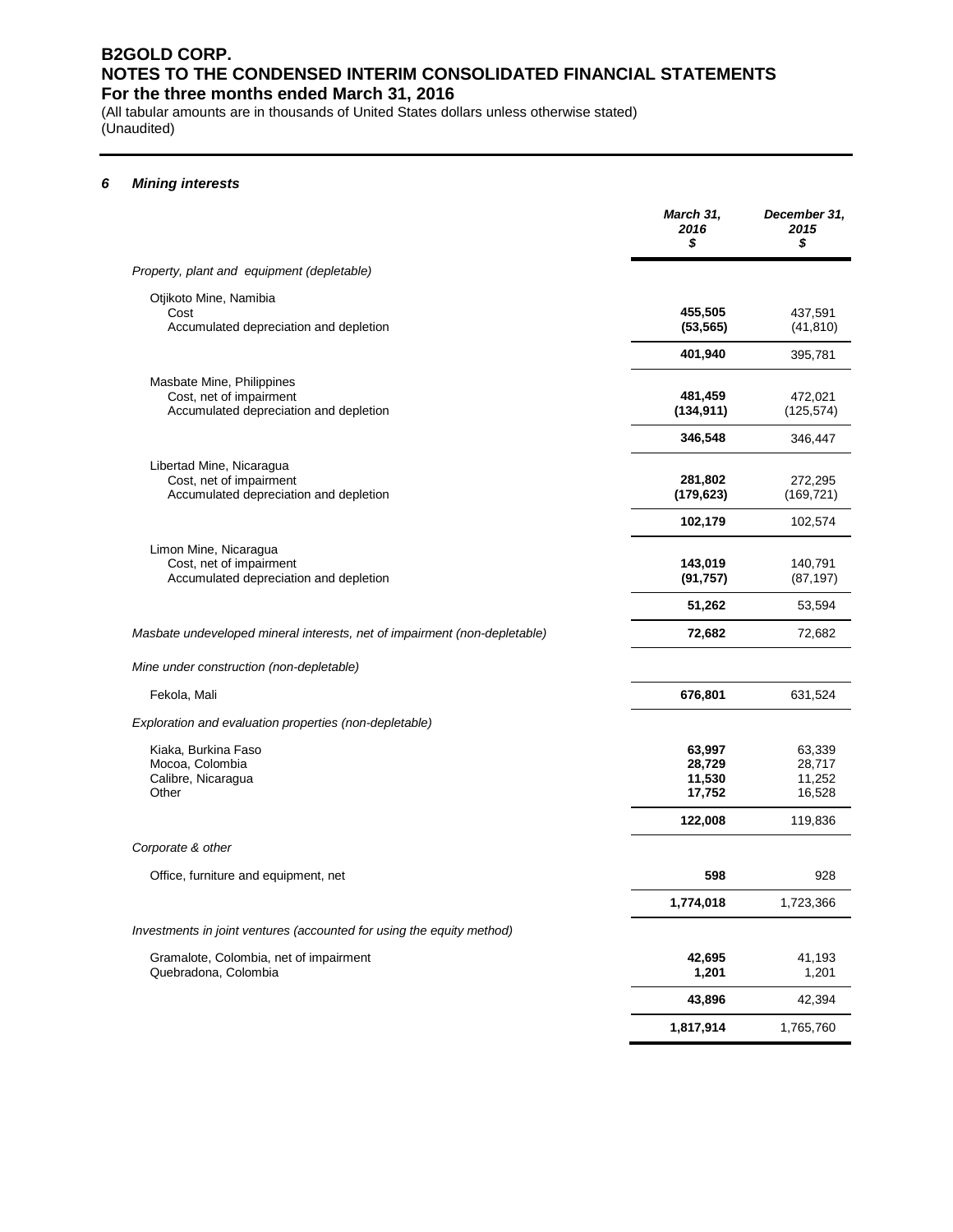## 6 Mining interests

| | March 31, 2016 $ | December 31, 2015 $ |
|---|---|---|
| *Property, plant and equipment (depletable)* | | |
| Otjikoto Mine, Namibia | | |
| Cost | **455,505** | 437,591 |
| Accumulated depreciation and depletion | **(53,565)** | (41,810) |
| | **401,940** | 395,781 |
| Masbate Mine, Philippines | | |
| Cost, net of impairment | **481,459** | 472,021 |
| Accumulated depreciation and depletion | **(134,911)** | (125,574) |
| | **346,548** | 346,447 |
| Libertad Mine, Nicaragua | | |
| Cost, net of impairment | **281,802** | 272,295 |
| Accumulated depreciation and depletion | **(179,623)** | (169,721) |
| | **102,179** | 102,574 |
| Limon Mine, Nicaragua | | |
| Cost, net of impairment | **143,019** | 140,791 |
| Accumulated depreciation and depletion | **(91,757)** | (87,197) |
| | **51,262** | 53,594 |
| *Masbate undeveloped mineral interests, net of impairment (non-depletable)* | **72,682** | 72,682 |
| *Mine under construction (non-depletable)* | | |
| Fekola, Mali | **676,801** | 631,524 |
| *Exploration and evaluation properties (non-depletable)* | | |
| Kiaka, Burkina Faso | **63,997** | 63,339 |
| Mocoa, Colombia | **28,729** | 28,717 |
| Calibre, Nicaragua | **11,530** | 11,252 |
| Other | **17,752** | 16,528 |
| | **122,008** | 119,836 |
| *Corporate & other* | | |
| Office, furniture and equipment, net | **598** | 928 |
| | **1,774,018** | 1,723,366 |
| *Investments in joint ventures (accounted for using the equity method)* | | |
| Gramalote, Colombia, net of impairment | **42,695** | 41,193 |
| Quebradona, Colombia | **1,201** | 1,201 |
| | **43,896** | 42,394 |
| | **1,817,914** | 1,765,760 |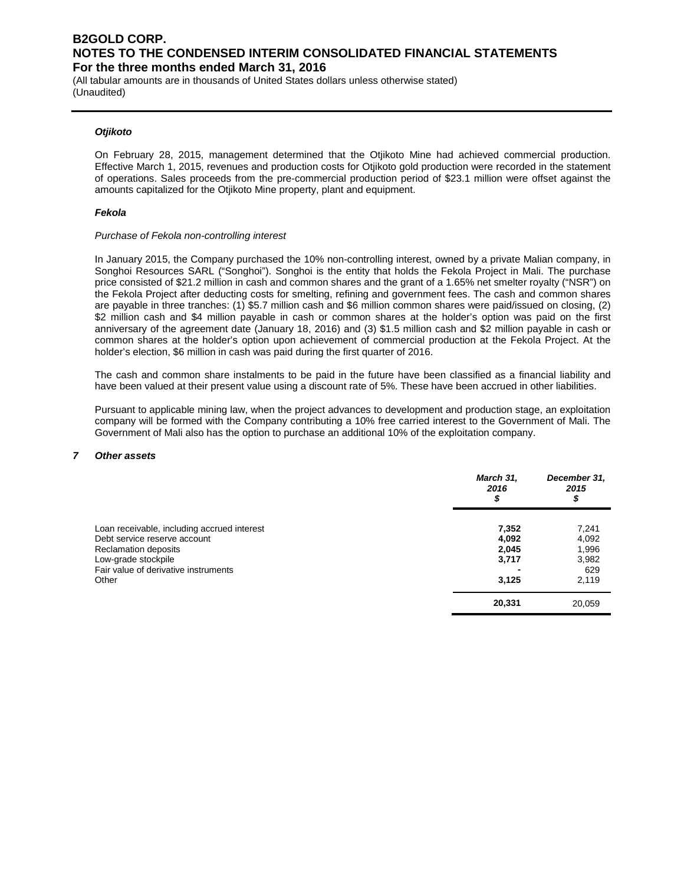### *Otjikoto*

On February 28, 2015, management determined that the Otjikoto Mine had achieved commercial production. Effective March 1, 2015, revenues and production costs for Otjikoto gold production were recorded in the statement of operations. Sales proceeds from the pre-commercial production period of $23.1 million were offset against the amounts capitalized for the Otjikoto Mine property, plant and equipment.

### *Fekola*

*Purchase of Fekola non-controlling interest*

In January 2015, the Company purchased the 10% non-controlling interest, owned by a private Malian company, in Songhoi Resources SARL ("Songhoi"). Songhoi is the entity that holds the Fekola Project in Mali. The purchase price consisted of $21.2 million in cash and common shares and the grant of a 1.65% net smelter royalty ("NSR") on the Fekola Project after deducting costs for smelting, refining and government fees. The cash and common shares are payable in three tranches: (1) $5.7 million cash and $6 million common shares were paid/issued on closing, (2) $2 million cash and $4 million payable in cash or common shares at the holder's option was paid on the first anniversary of the agreement date (January 18, 2016) and (3) $1.5 million cash and $2 million payable in cash or common shares at the holder's option upon achievement of commercial production at the Fekola Project. At the holder's election, $6 million in cash was paid during the first quarter of 2016.

The cash and common share instalments to be paid in the future have been classified as a financial liability and have been valued at their present value using a discount rate of 5%. These have been accrued in other liabilities.

Pursuant to applicable mining law, when the project advances to development and production stage, an exploitation company will be formed with the Company contributing a 10% free carried interest to the Government of Mali. The Government of Mali also has the option to purchase an additional 10% of the exploitation company.

## 7 *Other assets*

| | *March 31, 2016 $* | *December 31, 2015 $* |
|---|---|---|
| Loan receivable, including accrued interest | **7,352** | 7,241 |
| Debt service reserve account | **4,092** | 4,092 |
| Reclamation deposits | **2,045** | 1,996 |
| Low-grade stockpile | **3,717** | 3,982 |
| Fair value of derivative instruments | **-** | 629 |
| Other | **3,125** | 2,119 |
| | **20,331** | 20,059 |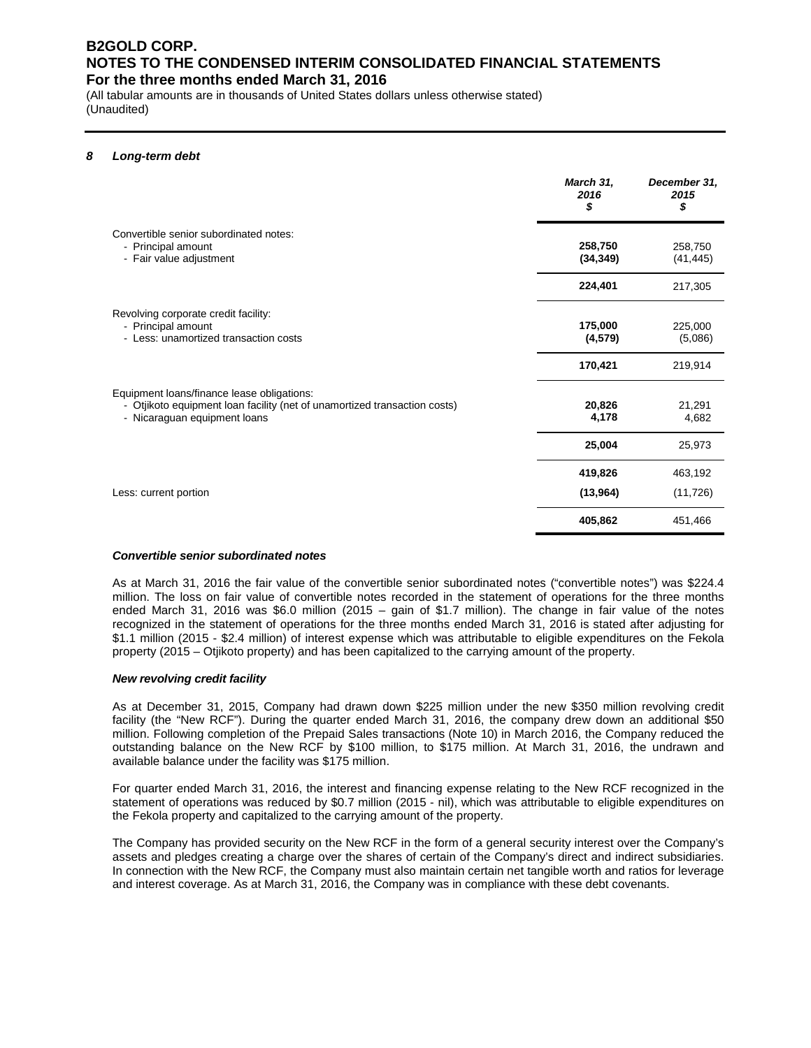## 8 Long-term debt

| | March 31, 2016 $ | December 31, 2015 $ |
|---|---|---|
| Convertible senior subordinated notes: | | |
| - Principal amount | **258,750** | 258,750 |
| - Fair value adjustment | **(34,349)** | (41,445) |
| | **224,401** | 217,305 |
| Revolving corporate credit facility: | | |
| - Principal amount | **175,000** | 225,000 |
| - Less: unamortized transaction costs | **(4,579)** | (5,086) |
| | **170,421** | 219,914 |
| Equipment loans/finance lease obligations: | | |
| - Otjikoto equipment loan facility (net of unamortized transaction costs) | **20,826** | 21,291 |
| - Nicaraguan equipment loans | **4,178** | 4,682 |
| | **25,004** | 25,973 |
| | **419,826** | 463,192 |
| Less: current portion | **(13,964)** | (11,726) |
| | **405,862** | 451,466 |

### *Convertible senior subordinated notes*

As at March 31, 2016 the fair value of the convertible senior subordinated notes ("convertible notes") was $224.4 million. The loss on fair value of convertible notes recorded in the statement of operations for the three months ended March 31, 2016 was $6.0 million (2015 – gain of $1.7 million). The change in fair value of the notes recognized in the statement of operations for the three months ended March 31, 2016 is stated after adjusting for $1.1 million (2015 - $2.4 million) of interest expense which was attributable to eligible expenditures on the Fekola property (2015 – Otjikoto property) and has been capitalized to the carrying amount of the property.

### *New revolving credit facility*

As at December 31, 2015, Company had drawn down $225 million under the new $350 million revolving credit facility (the "New RCF"). During the quarter ended March 31, 2016, the company drew down an additional $50 million. Following completion of the Prepaid Sales transactions (Note 10) in March 2016, the Company reduced the outstanding balance on the New RCF by $100 million, to $175 million. At March 31, 2016, the undrawn and available balance under the facility was $175 million.

For quarter ended March 31, 2016, the interest and financing expense relating to the New RCF recognized in the statement of operations was reduced by $0.7 million (2015 - nil), which was attributable to eligible expenditures on the Fekola property and capitalized to the carrying amount of the property.

The Company has provided security on the New RCF in the form of a general security interest over the Company's assets and pledges creating a charge over the shares of certain of the Company's direct and indirect subsidiaries. In connection with the New RCF, the Company must also maintain certain net tangible worth and ratios for leverage and interest coverage. As at March 31, 2016, the Company was in compliance with these debt covenants.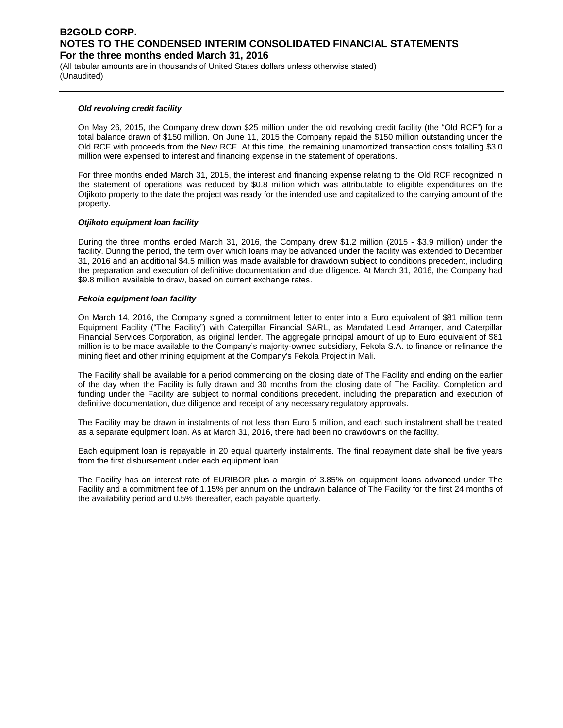***Old revolving credit facility***

On May 26, 2015, the Company drew down $25 million under the old revolving credit facility (the "Old RCF") for a total balance drawn of $150 million. On June 11, 2015 the Company repaid the $150 million outstanding under the Old RCF with proceeds from the New RCF. At this time, the remaining unamortized transaction costs totalling $3.0 million were expensed to interest and financing expense in the statement of operations.

For three months ended March 31, 2015, the interest and financing expense relating to the Old RCF recognized in the statement of operations was reduced by $0.8 million which was attributable to eligible expenditures on the Otjikoto property to the date the project was ready for the intended use and capitalized to the carrying amount of the property.

***Otjikoto equipment loan facility***

During the three months ended March 31, 2016, the Company drew $1.2 million (2015 - $3.9 million) under the facility. During the period, the term over which loans may be advanced under the facility was extended to December 31, 2016 and an additional $4.5 million was made available for drawdown subject to conditions precedent, including the preparation and execution of definitive documentation and due diligence. At March 31, 2016, the Company had $9.8 million available to draw, based on current exchange rates.

***Fekola equipment loan facility***

On March 14, 2016, the Company signed a commitment letter to enter into a Euro equivalent of $81 million term Equipment Facility ("The Facility") with Caterpillar Financial SARL, as Mandated Lead Arranger, and Caterpillar Financial Services Corporation, as original lender. The aggregate principal amount of up to Euro equivalent of $81 million is to be made available to the Company's majority-owned subsidiary, Fekola S.A. to finance or refinance the mining fleet and other mining equipment at the Company's Fekola Project in Mali.

The Facility shall be available for a period commencing on the closing date of The Facility and ending on the earlier of the day when the Facility is fully drawn and 30 months from the closing date of The Facility. Completion and funding under the Facility are subject to normal conditions precedent, including the preparation and execution of definitive documentation, due diligence and receipt of any necessary regulatory approvals.

The Facility may be drawn in instalments of not less than Euro 5 million, and each such instalment shall be treated as a separate equipment loan. As at March 31, 2016, there had been no drawdowns on the facility.

Each equipment loan is repayable in 20 equal quarterly instalments. The final repayment date shall be five years from the first disbursement under each equipment loan.

The Facility has an interest rate of EURIBOR plus a margin of 3.85% on equipment loans advanced under The Facility and a commitment fee of 1.15% per annum on the undrawn balance of The Facility for the first 24 months of the availability period and 0.5% thereafter, each payable quarterly.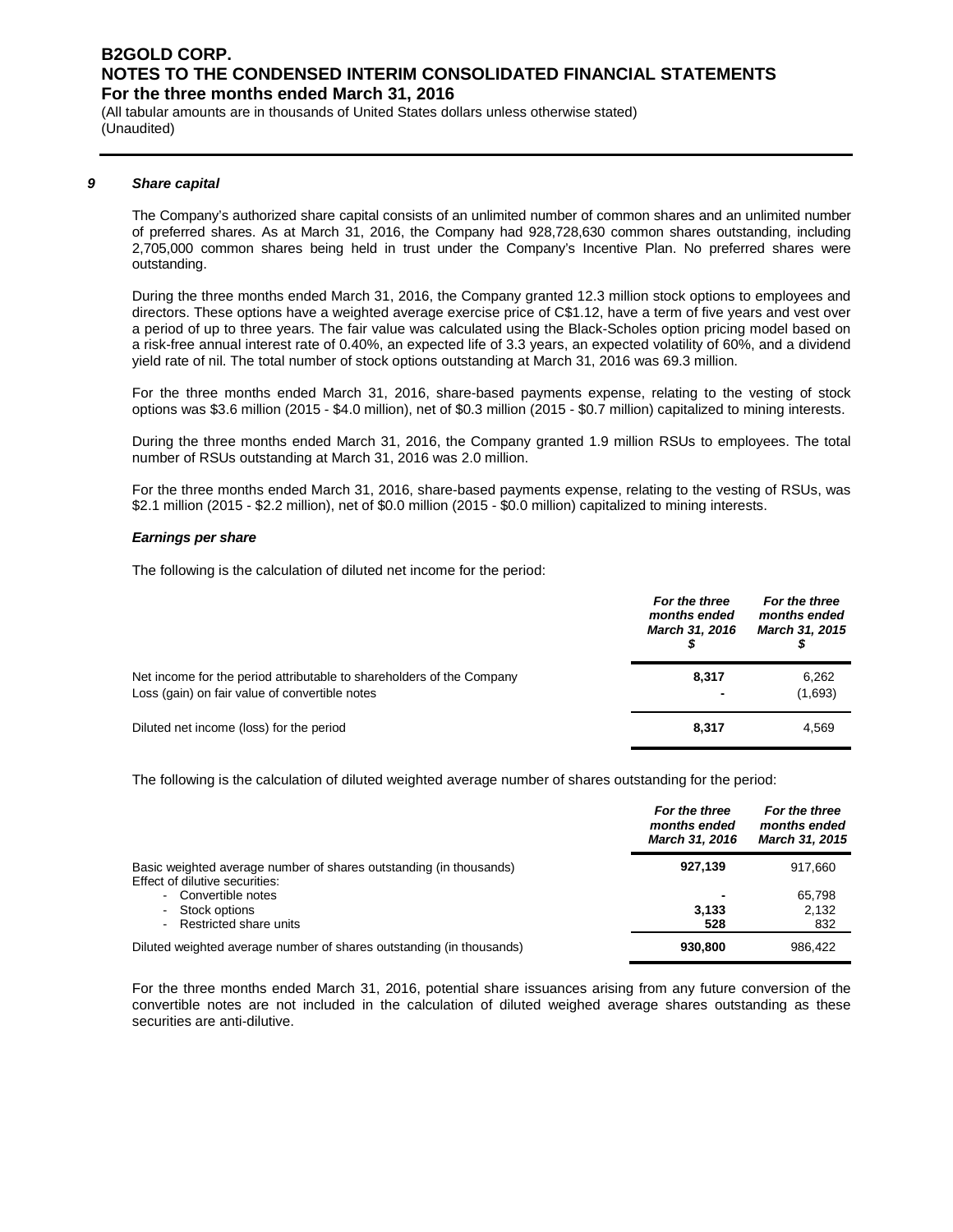## 9 *Share capital*

The Company's authorized share capital consists of an unlimited number of common shares and an unlimited number of preferred shares. As at March 31, 2016, the Company had 928,728,630 common shares outstanding, including 2,705,000 common shares being held in trust under the Company's Incentive Plan. No preferred shares were outstanding.

During the three months ended March 31, 2016, the Company granted 12.3 million stock options to employees and directors. These options have a weighted average exercise price of C$1.12, have a term of five years and vest over a period of up to three years. The fair value was calculated using the Black-Scholes option pricing model based on a risk-free annual interest rate of 0.40%, an expected life of 3.3 years, an expected volatility of 60%, and a dividend yield rate of nil. The total number of stock options outstanding at March 31, 2016 was 69.3 million.

For the three months ended March 31, 2016, share-based payments expense, relating to the vesting of stock options was $3.6 million (2015 - $4.0 million), net of $0.3 million (2015 - $0.7 million) capitalized to mining interests.

During the three months ended March 31, 2016, the Company granted 1.9 million RSUs to employees. The total number of RSUs outstanding at March 31, 2016 was 2.0 million.

For the three months ended March 31, 2016, share-based payments expense, relating to the vesting of RSUs, was $2.1 million (2015 - $2.2 million), net of $0.0 million (2015 - $0.0 million) capitalized to mining interests.

### *Earnings per share*

The following is the calculation of diluted net income for the period:

| | *For the three months ended March 31, 2016* $ | *For the three months ended March 31, 2015* $ |
|---|---|---|
| Net income for the period attributable to shareholders of the Company | **8,317** | 6,262 |
| Loss (gain) on fair value of convertible notes | **-** | (1,693) |
| Diluted net income (loss) for the period | **8,317** | 4,569 |

The following is the calculation of diluted weighted average number of shares outstanding for the period:

| | *For the three months ended March 31, 2016* | *For the three months ended March 31, 2015* |
|---|---|---|
| Basic weighted average number of shares outstanding (in thousands) | **927,139** | 917,660 |
| Effect of dilutive securities: | | |
| - Convertible notes | **-** | 65,798 |
| - Stock options | **3,133** | 2,132 |
| - Restricted share units | **528** | 832 |
| Diluted weighted average number of shares outstanding (in thousands) | **930,800** | 986,422 |

For the three months ended March 31, 2016, potential share issuances arising from any future conversion of the convertible notes are not included in the calculation of diluted weighed average shares outstanding as these securities are anti-dilutive.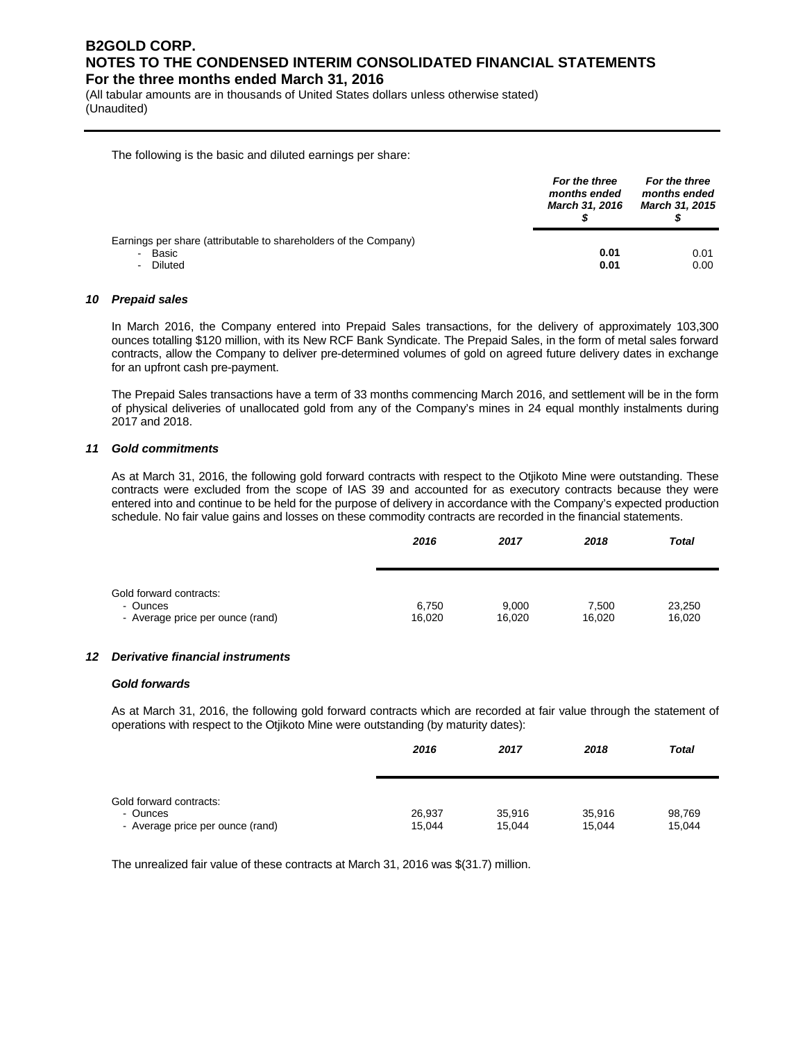The following is the basic and diluted earnings per share:

| | For the three months ended March 31, 2016 $ | For the three months ended March 31, 2015 $ |
|---|---|---|
| Earnings per share (attributable to shareholders of the Company) | | |
| - Basic | **0.01** | 0.01 |
| - Diluted | **0.01** | 0.00 |

## 10 Prepaid sales

In March 2016, the Company entered into Prepaid Sales transactions, for the delivery of approximately 103,300 ounces totalling $120 million, with its New RCF Bank Syndicate. The Prepaid Sales, in the form of metal sales forward contracts, allow the Company to deliver pre-determined volumes of gold on agreed future delivery dates in exchange for an upfront cash pre-payment.

The Prepaid Sales transactions have a term of 33 months commencing March 2016, and settlement will be in the form of physical deliveries of unallocated gold from any of the Company's mines in 24 equal monthly instalments during 2017 and 2018.

## 11 Gold commitments

As at March 31, 2016, the following gold forward contracts with respect to the Otjikoto Mine were outstanding. These contracts were excluded from the scope of IAS 39 and accounted for as executory contracts because they were entered into and continue to be held for the purpose of delivery in accordance with the Company's expected production schedule. No fair value gains and losses on these commodity contracts are recorded in the financial statements.

| | 2016 | 2017 | 2018 | Total |
|---|---|---|---|---|
| Gold forward contracts: | | | | |
| - Ounces | 6,750 | 9,000 | 7,500 | 23,250 |
| - Average price per ounce (rand) | 16,020 | 16,020 | 16,020 | 16,020 |

## 12 Derivative financial instruments

### Gold forwards

As at March 31, 2016, the following gold forward contracts which are recorded at fair value through the statement of operations with respect to the Otjikoto Mine were outstanding (by maturity dates):

| | 2016 | 2017 | 2018 | Total |
|---|---|---|---|---|
| Gold forward contracts: | | | | |
| - Ounces | 26,937 | 35,916 | 35,916 | 98,769 |
| - Average price per ounce (rand) | 15,044 | 15,044 | 15,044 | 15,044 |

The unrealized fair value of these contracts at March 31, 2016 was $(31.7) million.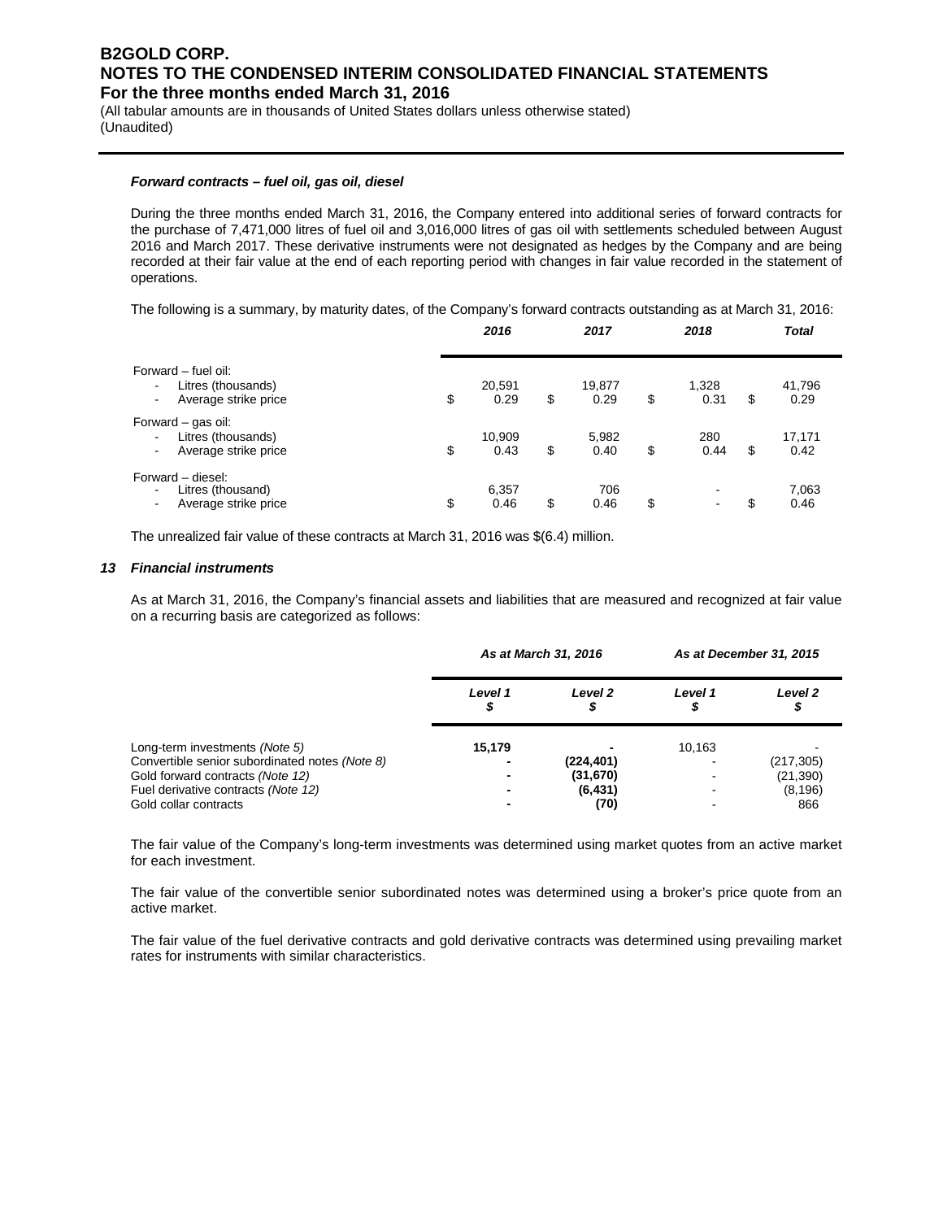***Forward contracts – fuel oil, gas oil, diesel***

During the three months ended March 31, 2016, the Company entered into additional series of forward contracts for the purchase of 7,471,000 litres of fuel oil and 3,016,000 litres of gas oil with settlements scheduled between August 2016 and March 2017. These derivative instruments were not designated as hedges by the Company and are being recorded at their fair value at the end of each reporting period with changes in fair value recorded in the statement of operations.

The following is a summary, by maturity dates, of the Company's forward contracts outstanding as at March 31, 2016:

| | *2016* | *2017* | *2018* | *Total* |
|---|---|---|---|---|
| Forward – fuel oil: | | | | |
| - Litres (thousands) | 20,591 | 19,877 | 1,328 | 41,796 |
| - Average strike price | $ 0.29 | $ 0.29 | $ 0.31 | $ 0.29 |
| Forward – gas oil: | | | | |
| - Litres (thousands) | 10,909 | 5,982 | 280 | 17,171 |
| - Average strike price | $ 0.43 | $ 0.40 | $ 0.44 | $ 0.42 |
| Forward – diesel: | | | | |
| - Litres (thousand) | 6,357 | 706 | - | 7,063 |
| - Average strike price | $ 0.46 | $ 0.46 | $ - | $ 0.46 |

The unrealized fair value of these contracts at March 31, 2016 was $(6.4) million.

## *13 Financial instruments*

As at March 31, 2016, the Company's financial assets and liabilities that are measured and recognized at fair value on a recurring basis are categorized as follows:

| | *As at March 31, 2016* | | *As at December 31, 2015* | |
|---|---|---|---|---|
| | *Level 1* $ | *Level 2* $ | *Level 1* $ | *Level 2* $ |
| Long-term investments *(Note 5)* | **15,179** | **-** | 10,163 | - |
| Convertible senior subordinated notes *(Note 8)* | **-** | **(224,401)** | - | (217,305) |
| Gold forward contracts *(Note 12)* | **-** | **(31,670)** | - | (21,390) |
| Fuel derivative contracts *(Note 12)* | **-** | **(6,431)** | - | (8,196) |
| Gold collar contracts | **-** | **(70)** | - | 866 |

The fair value of the Company's long-term investments was determined using market quotes from an active market for each investment.

The fair value of the convertible senior subordinated notes was determined using a broker's price quote from an active market.

The fair value of the fuel derivative contracts and gold derivative contracts was determined using prevailing market rates for instruments with similar characteristics.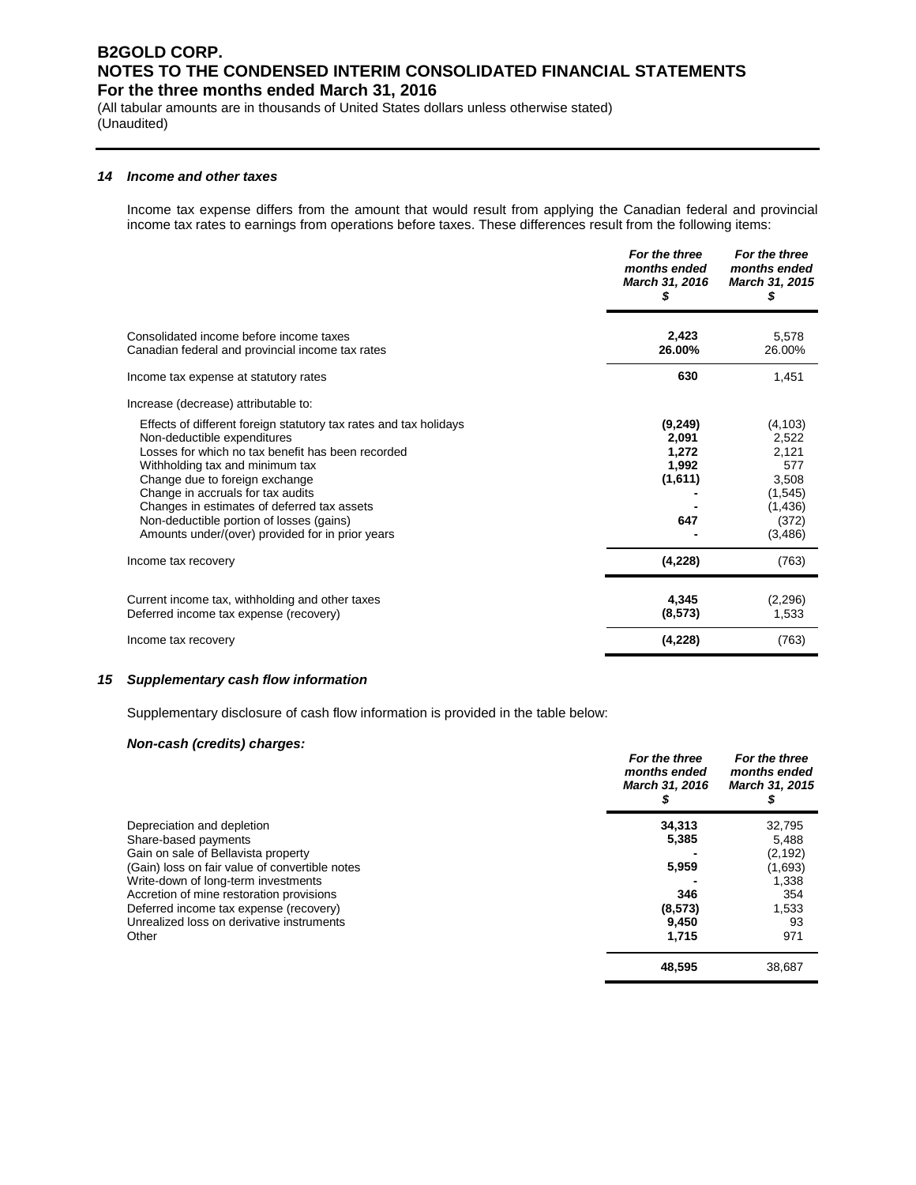### 14 Income and other taxes

Income tax expense differs from the amount that would result from applying the Canadian federal and provincial income tax rates to earnings from operations before taxes. These differences result from the following items:

| | *For the three months ended March 31, 2016* *$* | *For the three months ended March 31, 2015* *$* |
|---|---|---|
| Consolidated income before income taxes | **2,423** | 5,578 |
| Canadian federal and provincial income tax rates | **26.00%** | 26.00% |
| Income tax expense at statutory rates | **630** | 1,451 |
| Increase (decrease) attributable to: | | |
| Effects of different foreign statutory tax rates and tax holidays | **(9,249)** | (4,103) |
| Non-deductible expenditures | **2,091** | 2,522 |
| Losses for which no tax benefit has been recorded | **1,272** | 2,121 |
| Withholding tax and minimum tax | **1,992** | 577 |
| Change due to foreign exchange | **(1,611)** | 3,508 |
| Change in accruals for tax audits | **-** | (1,545) |
| Changes in estimates of deferred tax assets | **-** | (1,436) |
| Non-deductible portion of losses (gains) | **647** | (372) |
| Amounts under/(over) provided for in prior years | **-** | (3,486) |
| Income tax recovery | **(4,228)** | (763) |
| Current income tax, withholding and other taxes | **4,345** | (2,296) |
| Deferred income tax expense (recovery) | **(8,573)** | 1,533 |
| Income tax recovery | **(4,228)** | (763) |

### 15 Supplementary cash flow information

Supplementary disclosure of cash flow information is provided in the table below:

***Non-cash (credits) charges:***

| | *For the three months ended March 31, 2016* *$* | *For the three months ended March 31, 2015* *$* |
|---|---|---|
| Depreciation and depletion | **34,313** | 32,795 |
| Share-based payments | **5,385** | 5,488 |
| Gain on sale of Bellavista property | **-** | (2,192) |
| (Gain) loss on fair value of convertible notes | **5,959** | (1,693) |
| Write-down of long-term investments | **-** | 1,338 |
| Accretion of mine restoration provisions | **346** | 354 |
| Deferred income tax expense (recovery) | **(8,573)** | 1,533 |
| Unrealized loss on derivative instruments | **9,450** | 93 |
| Other | **1,715** | 971 |
| | **48,595** | 38,687 |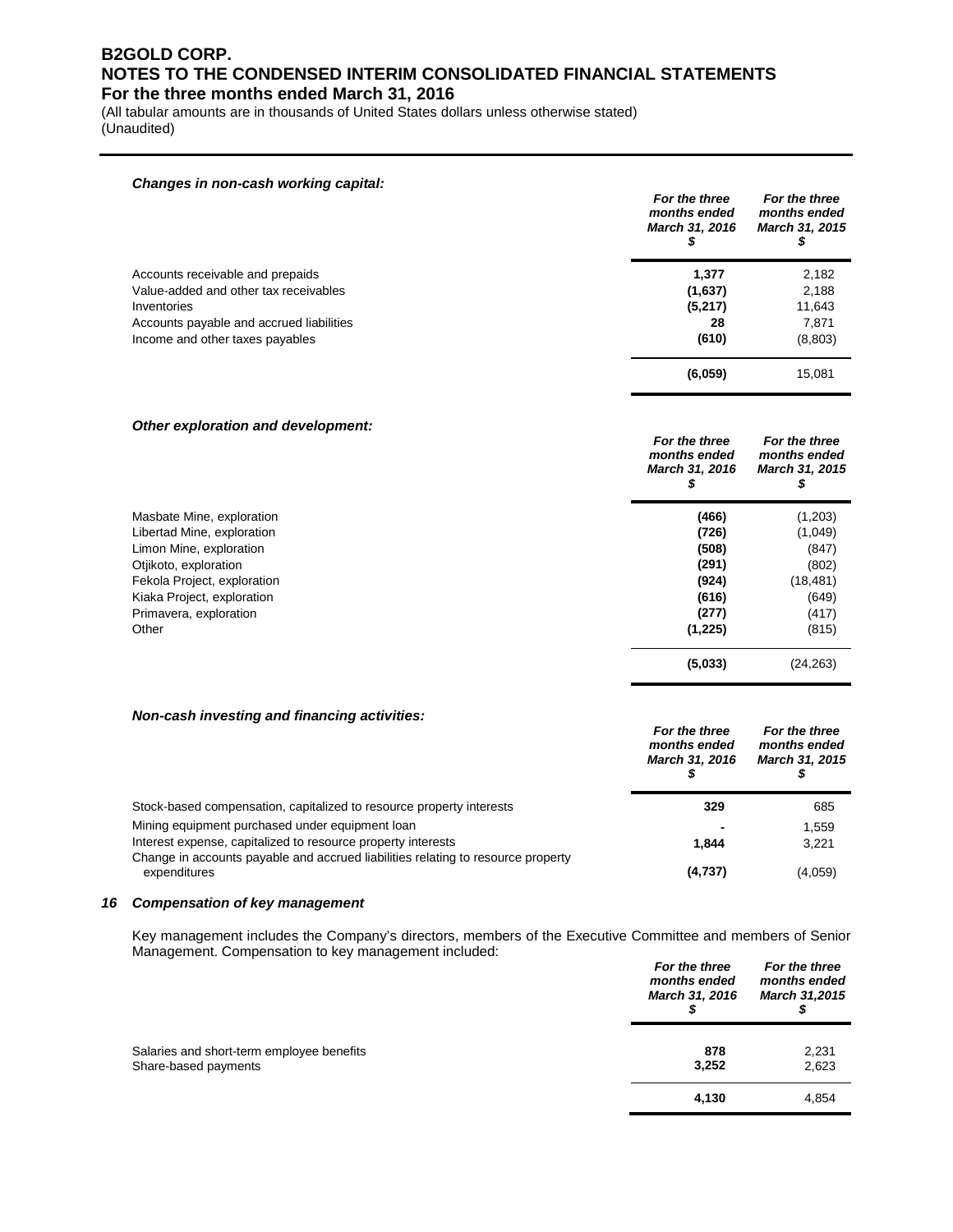### *Changes in non-cash working capital:*

| | *For the three months ended March 31, 2016* *$* | *For the three months ended March 31, 2015* *$* |
|---|---|---|
| Accounts receivable and prepaids | **1,377** | 2,182 |
| Value-added and other tax receivables | **(1,637)** | 2,188 |
| Inventories | **(5,217)** | 11,643 |
| Accounts payable and accrued liabilities | **28** | 7,871 |
| Income and other taxes payables | **(610)** | (8,803) |
| | **(6,059)** | 15,081 |

### *Other exploration and development:*

| | *For the three months ended March 31, 2016* *$* | *For the three months ended March 31, 2015* *$* |
|---|---|---|
| Masbate Mine, exploration | **(466)** | (1,203) |
| Libertad Mine, exploration | **(726)** | (1,049) |
| Limon Mine, exploration | **(508)** | (847) |
| Otjikoto, exploration | **(291)** | (802) |
| Fekola Project, exploration | **(924)** | (18,481) |
| Kiaka Project, exploration | **(616)** | (649) |
| Primavera, exploration | **(277)** | (417) |
| Other | **(1,225)** | (815) |
| | **(5,033)** | (24,263) |

### *Non-cash investing and financing activities:*

| | *For the three months ended March 31, 2016* *$* | *For the three months ended March 31, 2015* *$* |
|---|---|---|
| Stock-based compensation, capitalized to resource property interests | **329** | 685 |
| Mining equipment purchased under equipment loan | **-** | 1,559 |
| Interest expense, capitalized to resource property interests | **1,844** | 3,221 |
| Change in accounts payable and accrued liabilities relating to resource property expenditures | **(4,737)** | (4,059) |

## 16 *Compensation of key management*

Key management includes the Company's directors, members of the Executive Committee and members of Senior Management. Compensation to key management included:

| | *For the three months ended March 31, 2016* *$* | *For the three months ended March 31,2015* *$* |
|---|---|---|
| Salaries and short-term employee benefits | **878** | 2,231 |
| Share-based payments | **3,252** | 2,623 |
| | **4,130** | 4,854 |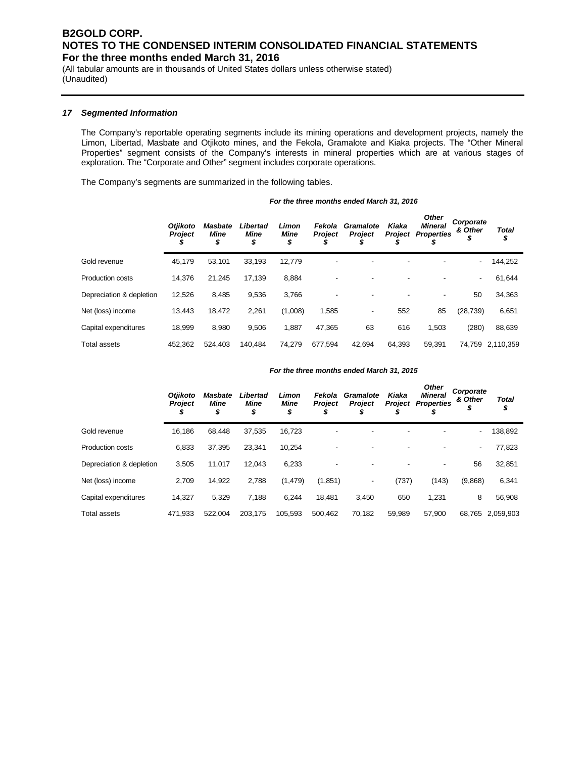### 17 Segmented Information

The Company's reportable operating segments include its mining operations and development projects, namely the Limon, Libertad, Masbate and Otjikoto mines, and the Fekola, Gramalote and Kiaka projects. The "Other Mineral Properties" segment consists of the Company's interests in mineral properties which are at various stages of exploration. The "Corporate and Other" segment includes corporate operations.

The Company's segments are summarized in the following tables.

***For the three months ended March 31, 2016***

| | *Otjikoto Project $* | *Masbate Mine $* | *Libertad Mine $* | *Limon Mine $* | *Fekola Project $* | *Gramalote Project $* | *Kiaka Project $* | *Other Mineral Properties $* | *Corporate & Other $* | *Total $* |
|---|---|---|---|---|---|---|---|---|---|---|
| Gold revenue | 45,179 | 53,101 | 33,193 | 12,779 | - | - | - | - | - | 144,252 |
| Production costs | 14,376 | 21,245 | 17,139 | 8,884 | - | - | - | - | - | 61,644 |
| Depreciation & depletion | 12,526 | 8,485 | 9,536 | 3,766 | - | - | - | - | 50 | 34,363 |
| Net (loss) income | 13,443 | 18,472 | 2,261 | (1,008) | 1,585 | - | 552 | 85 | (28,739) | 6,651 |
| Capital expenditures | 18,999 | 8,980 | 9,506 | 1,887 | 47,365 | 63 | 616 | 1,503 | (280) | 88,639 |
| Total assets | 452,362 | 524,403 | 140,484 | 74,279 | 677,594 | 42,694 | 64,393 | 59,391 | 74,759 | 2,110,359 |

***For the three months ended March 31, 2015***

| | *Otjikoto Project $* | *Masbate Mine $* | *Libertad Mine $* | *Limon Mine $* | *Fekola Project $* | *Gramalote Project $* | *Kiaka Project $* | *Other Mineral Properties $* | *Corporate & Other $* | *Total $* |
|---|---|---|---|---|---|---|---|---|---|---|
| Gold revenue | 16,186 | 68,448 | 37,535 | 16,723 | - | - | - | - | - | 138,892 |
| Production costs | 6,833 | 37,395 | 23,341 | 10,254 | - | - | - | - | - | 77,823 |
| Depreciation & depletion | 3,505 | 11,017 | 12,043 | 6,233 | - | - | - | - | 56 | 32,851 |
| Net (loss) income | 2,709 | 14,922 | 2,788 | (1,479) | (1,851) | - | (737) | (143) | (9,868) | 6,341 |
| Capital expenditures | 14,327 | 5,329 | 7,188 | 6,244 | 18,481 | 3,450 | 650 | 1,231 | 8 | 56,908 |
| Total assets | 471,933 | 522,004 | 203,175 | 105,593 | 500,462 | 70,182 | 59,989 | 57,900 | 68,765 | 2,059,903 |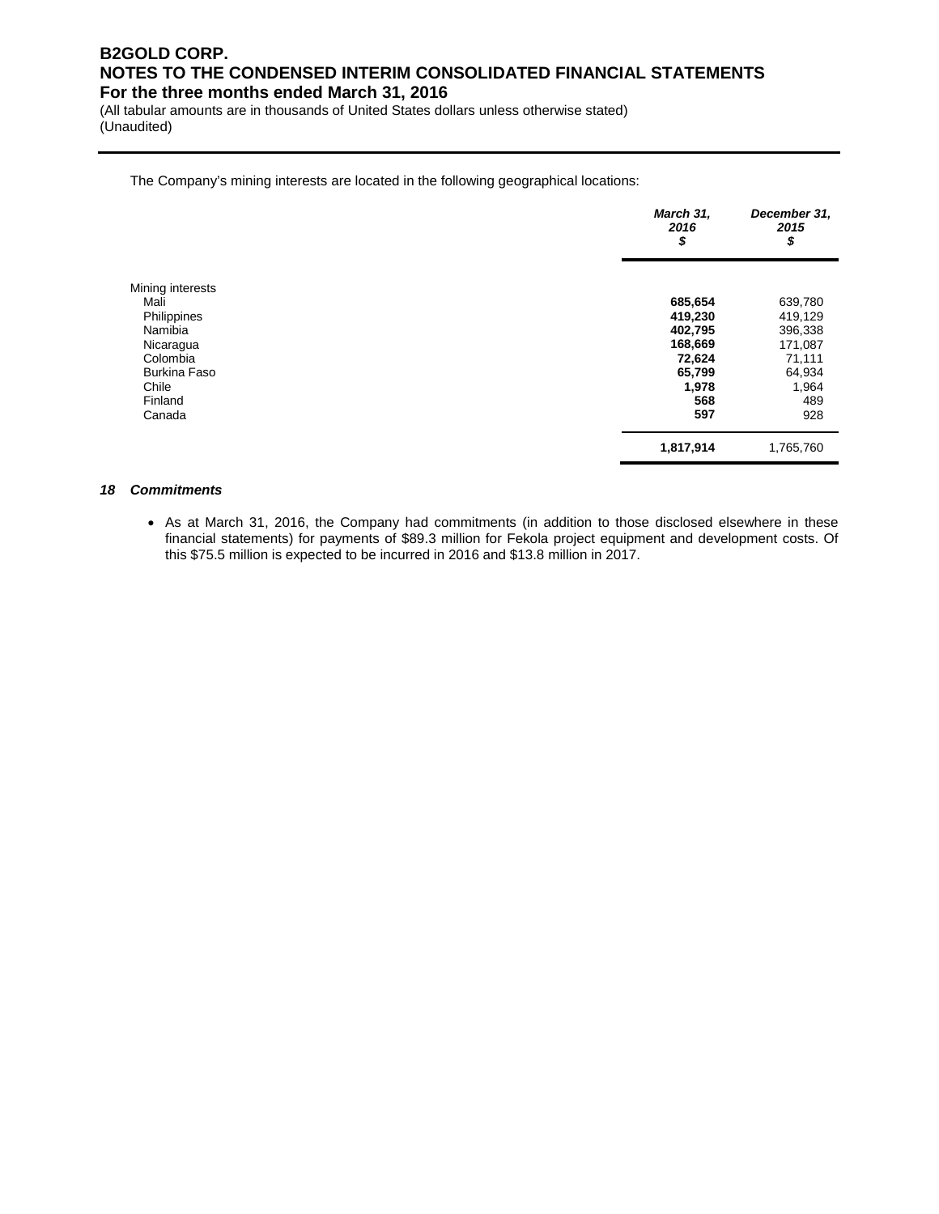The Company's mining interests are located in the following geographical locations:

| | March 31, 2016 $ | December 31, 2015 $ |
|---|---|---|
| Mining interests | | |
| Mali | **685,654** | 639,780 |
| Philippines | **419,230** | 419,129 |
| Namibia | **402,795** | 396,338 |
| Nicaragua | **168,669** | 171,087 |
| Colombia | **72,624** | 71,111 |
| Burkina Faso | **65,799** | 64,934 |
| Chile | **1,978** | 1,964 |
| Finland | **568** | 489 |
| Canada | **597** | 928 |
| | **1,817,914** | 1,765,760 |

### 18 Commitments

- As at March 31, 2016, the Company had commitments (in addition to those disclosed elsewhere in these financial statements) for payments of $89.3 million for Fekola project equipment and development costs. Of this $75.5 million is expected to be incurred in 2016 and $13.8 million in 2017.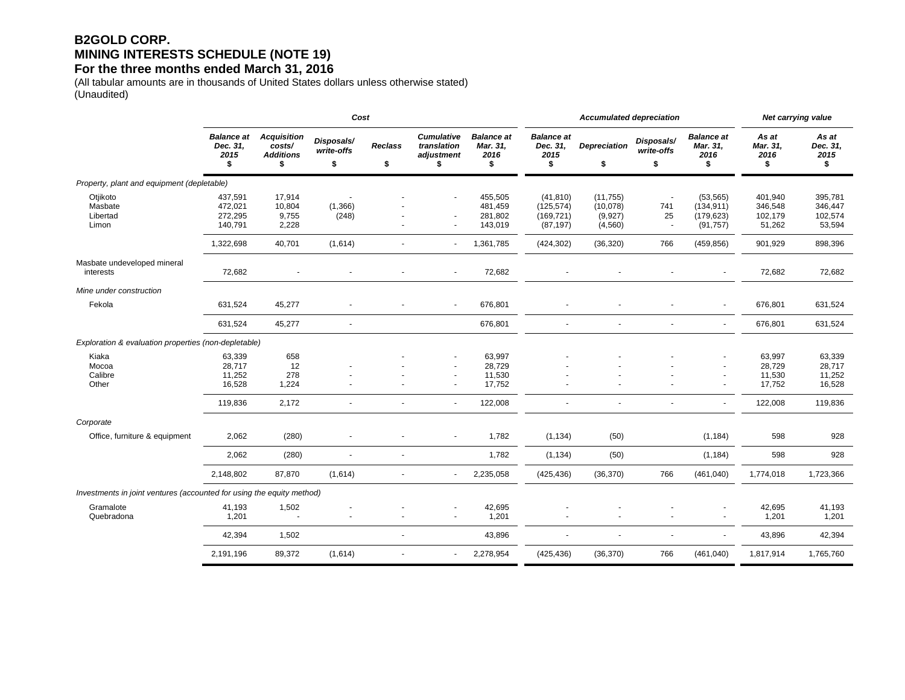# B2GOLD CORP.
## MINING INTERESTS SCHEDULE (NOTE 19)
## For the three months ended March 31, 2016

(All tabular amounts are in thousands of United States dollars unless otherwise stated)
(Unaudited)

| | Cost | | | | | | Accumulated depreciation | | | | Net carrying value | |
|---|---|---|---|---|---|---|---|---|---|---|---|---|
| | *Balance at Dec. 31, 2015* $ | *Acquisition costs/ Additions* $ | *Disposals/ write-offs* $ | *Reclass* $ | *Cumulative translation adjustment* $ | *Balance at Mar. 31, 2016* $ | *Balance at Dec. 31, 2015* $ | *Depreciation* $ | *Disposals/ write-offs* $ | *Balance at Mar. 31, 2016* $ | *As at Mar. 31, 2016* $ | *As at Dec. 31, 2015* $ |
| *Property, plant and equipment (depletable)* | | | | | | | | | | | | |
| Otjikoto | 437,591 | 17,914 | - | - | - | 455,505 | (41,810) | (11,755) | - | (53,565) | 401,940 | 395,781 |
| Masbate | 472,021 | 10,804 | (1,366) | - | | 481,459 | (125,574) | (10,078) | 741 | (134,911) | 346,548 | 346,447 |
| Libertad | 272,295 | 9,755 | (248) | - | - | 281,802 | (169,721) | (9,927) | 25 | (179,623) | 102,179 | 102,574 |
| Limon | 140,791 | 2,228 | | - | - | 143,019 | (87,197) | (4,560) | - | (91,757) | 51,262 | 53,594 |
| | 1,322,698 | 40,701 | (1,614) | - | - | 1,361,785 | (424,302) | (36,320) | 766 | (459,856) | 901,929 | 898,396 |
| Masbate undeveloped mineral interests | 72,682 | - | - | - | - | 72,682 | - | - | - | - | 72,682 | 72,682 |
| *Mine under construction* | | | | | | | | | | | | |
| Fekola | 631,524 | 45,277 | - | - | - | 676,801 | - | - | - | - | 676,801 | 631,524 |
| | 631,524 | 45,277 | - | | | 676,801 | - | - | - | - | 676,801 | 631,524 |
| *Exploration & evaluation properties (non-depletable)* | | | | | | | | | | | | |
| Kiaka | 63,339 | 658 | | - | - | 63,997 | - | - | - | - | 63,997 | 63,339 |
| Mocoa | 28,717 | 12 | - | - | - | 28,729 | - | - | - | - | 28,729 | 28,717 |
| Calibre | 11,252 | 278 | - | - | - | 11,530 | - | - | - | - | 11,530 | 11,252 |
| Other | 16,528 | 1,224 | - | - | - | 17,752 | - | - | - | - | 17,752 | 16,528 |
| | 119,836 | 2,172 | - | - | - | 122,008 | - | - | - | - | 122,008 | 119,836 |
| *Corporate* | | | | | | | | | | | | |
| Office, furniture & equipment | 2,062 | (280) | - | - | - | 1,782 | (1,134) | (50) | | (1,184) | 598 | 928 |
| | 2,062 | (280) | - | - | | 1,782 | (1,134) | (50) | | (1,184) | 598 | 928 |
| | 2,148,802 | 87,870 | (1,614) | - | - | 2,235,058 | (425,436) | (36,370) | 766 | (461,040) | 1,774,018 | 1,723,366 |
| *Investments in joint ventures (accounted for using the equity method)* | | | | | | | | | | | | |
| Gramalote | 41,193 | 1,502 | - | - | - | 42,695 | - | - | - | - | 42,695 | 41,193 |
| Quebradona | 1,201 | - | - | - | - | 1,201 | - | - | - | - | 1,201 | 1,201 |
| | 42,394 | 1,502 | | - | | 43,896 | - | - | - | - | 43,896 | 42,394 |
| | 2,191,196 | 89,372 | (1,614) | - | - | 2,278,954 | (425,436) | (36,370) | 766 | (461,040) | 1,817,914 | 1,765,760 |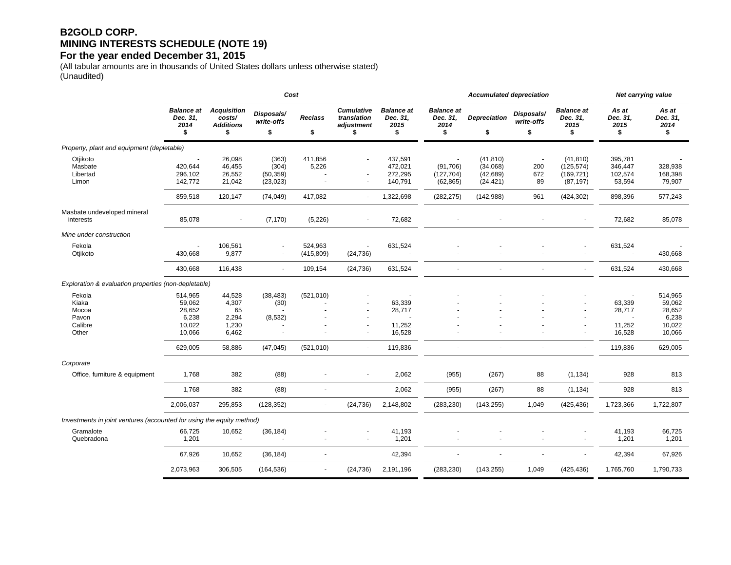# B2GOLD CORP.
# MINING INTERESTS SCHEDULE (NOTE 19)
# For the year ended December 31, 2015

(All tabular amounts are in thousands of United States dollars unless otherwise stated)
(Unaudited)

| | *Cost* | | | | | | *Accumulated depreciation* | | | | *Net carrying value* | |
|---|---|---|---|---|---|---|---|---|---|---|---|---|
| | *Balance at Dec. 31, 2014* $ | *Acquisition costs/ Additions* $ | *Disposals/ write-offs* $ | *Reclass* $ | *Cumulative translation adjustment* $ | *Balance at Dec. 31, 2015* $ | *Balance at Dec. 31, 2014* $ | *Depreciation* $ | *Disposals/ write-offs* $ | *Balance at Dec. 31, 2015* $ | *As at Dec. 31, 2015* $ | *As at Dec. 31, 2014* $ |
| *Property, plant and equipment (depletable)* | | | | | | | | | | | | |
| Otjikoto | - | 26,098 | (363) | 411,856 | - | 437,591 | - | (41,810) | - | (41,810) | 395,781 | - |
| Masbate | 420,644 | 46,455 | (304) | 5,226 | | 472,021 | (91,706) | (34,068) | 200 | (125,574) | 346,447 | 328,938 |
| Libertad | 296,102 | 26,552 | (50,359) | - | - | 272,295 | (127,704) | (42,689) | 672 | (169,721) | 102,574 | 168,398 |
| Limon | 142,772 | 21,042 | (23,023) | - | - | 140,791 | (62,865) | (24,421) | 89 | (87,197) | 53,594 | 79,907 |
| | 859,518 | 120,147 | (74,049) | 417,082 | - | 1,322,698 | (282,275) | (142,988) | 961 | (424,302) | 898,396 | 577,243 |
| Masbate undeveloped mineral interests | 85,078 | - | (7,170) | (5,226) | - | 72,682 | - | - | - | - | 72,682 | 85,078 |
| *Mine under construction* | | | | | | | | | | | | |
| Fekola | - | 106,561 | - | 524,963 | - | 631,524 | - | - | - | - | 631,524 | - |
| Otjikoto | 430,668 | 9,877 | - | (415,809) | (24,736) | - | - | - | - | - | - | 430,668 |
| | 430,668 | 116,438 | - | 109,154 | (24,736) | 631,524 | - | - | - | - | 631,524 | 430,668 |
| *Exploration & evaluation properties (non-depletable)* | | | | | | | | | | | | |
| Fekola | 514,965 | 44,528 | (38,483) | (521,010) | - | - | - | - | - | - | - | 514,965 |
| Kiaka | 59,062 | 4,307 | (30) | - | - | 63,339 | - | - | - | - | 63,339 | 59,062 |
| Mocoa | 28,652 | 65 | - | - | - | 28,717 | - | - | - | - | 28,717 | 28,652 |
| Pavon | 6,238 | 2,294 | (8,532) | - | - | - | - | - | - | - | - | 6,238 |
| Calibre | 10,022 | 1,230 | - | - | - | 11,252 | - | - | - | - | 11,252 | 10,022 |
| Other | 10,066 | 6,462 | - | - | - | 16,528 | - | - | - | - | 16,528 | 10,066 |
| | 629,005 | 58,886 | (47,045) | (521,010) | - | 119,836 | - | - | - | - | 119,836 | 629,005 |
| *Corporate* | | | | | | | | | | | | |
| Office, furniture & equipment | 1,768 | 382 | (88) | - | - | 2,062 | (955) | (267) | 88 | (1,134) | 928 | 813 |
| | 1,768 | 382 | (88) | - | | 2,062 | (955) | (267) | 88 | (1,134) | 928 | 813 |
| | 2,006,037 | 295,853 | (128,352) | - | (24,736) | 2,148,802 | (283,230) | (143,255) | 1,049 | (425,436) | 1,723,366 | 1,722,807 |
| *Investments in joint ventures (accounted for using the equity method)* | | | | | | | | | | | | |
| Gramalote | 66,725 | 10,652 | (36,184) | - | - | 41,193 | - | - | - | - | 41,193 | 66,725 |
| Quebradona | 1,201 | - | - | - | - | 1,201 | - | - | - | - | 1,201 | 1,201 |
| | 67,926 | 10,652 | (36,184) | - | | 42,394 | - | - | - | - | 42,394 | 67,926 |
| | 2,073,963 | 306,505 | (164,536) | - | (24,736) | 2,191,196 | (283,230) | (143,255) | 1,049 | (425,436) | 1,765,760 | 1,790,733 |